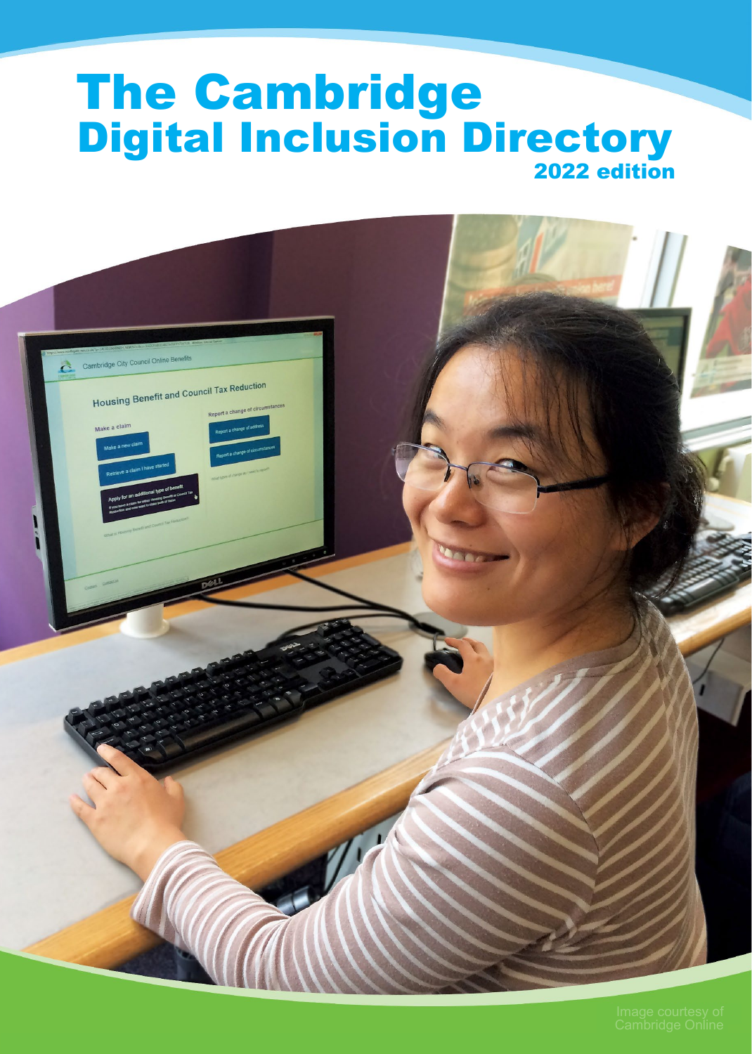# The Cambridge Digital Inclusion Directory

2022 edition

Image courtesy of Cambridge Online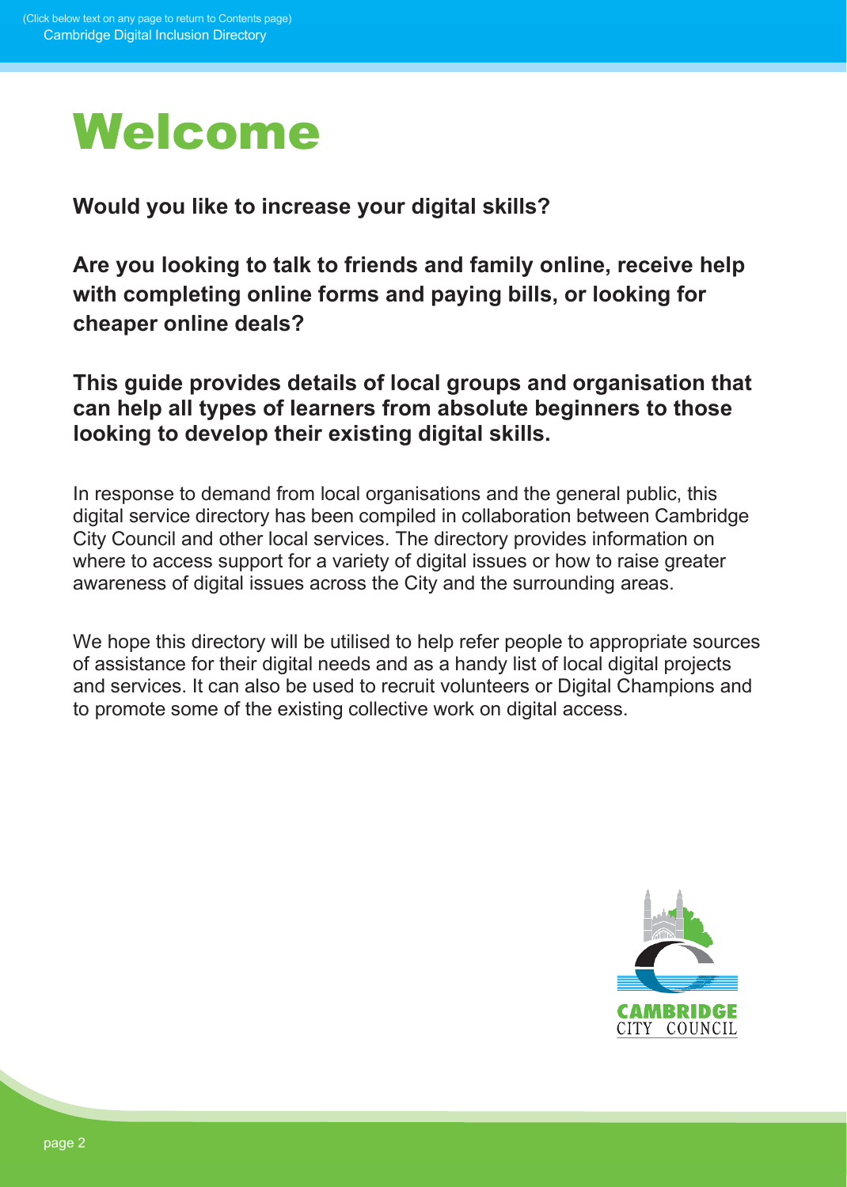# Welcome

**Would you like to increase your digital skills?**

**Are you looking to talk to friends and family online, receive help with completing online forms and paying bills, or looking for cheaper online deals?**

**This guide provides details of local groups and organisation that can help all types of learners from absolute beginners to those looking to develop their existing digital skills.**

In response to demand from local organisations and the general public, this digital service directory has been compiled in collaboration between Cambridge City Council and other local services. The directory provides information on where to access support for a variety of digital issues or how to raise greater awareness of digital issues across the City and the surrounding areas.

We hope this directory will be utilised to help refer people to appropriate sources of assistance for their digital needs and as a handy list of local digital projects and services. It can also be used to recruit volunteers or Digital Champions and to promote some of the existing collective work on digital access.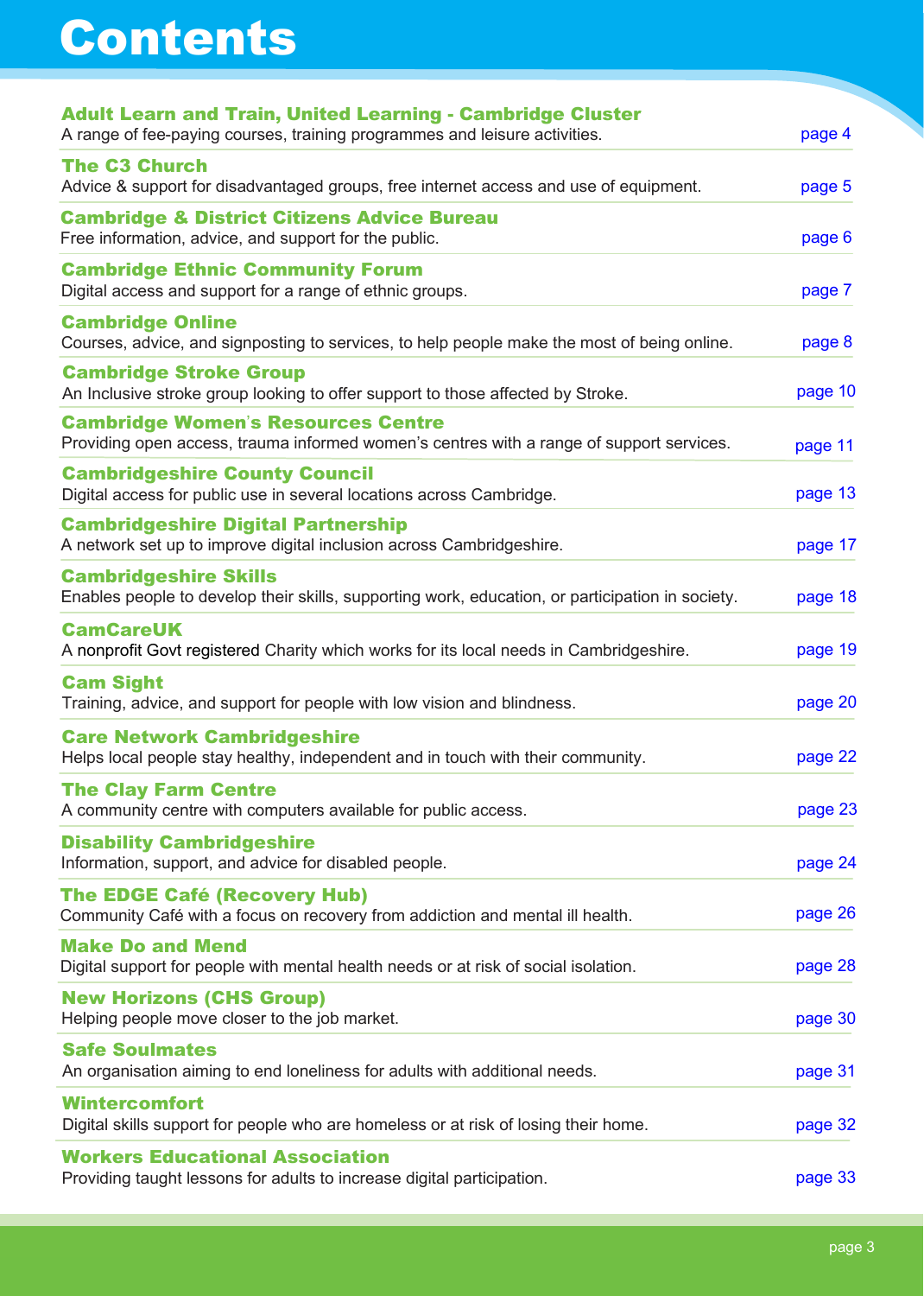# Contents

**Adult Learn and Train, United Learning - Cambridge Cluster**
A range of fee-paying courses, training programmes and leisure activities. page 4

**The C3 Church**
Advice & support for disadvantaged groups, free internet access and use of equipment. page 5

**Cambridge & District Citizens Advice Bureau**
Free information, advice, and support for the public. page 6

**Cambridge Ethnic Community Forum**
Digital access and support for a range of ethnic groups. page 7

**Cambridge Online**
Courses, advice, and signposting to services, to help people make the most of being online. page 8

**Cambridge Stroke Group**
An Inclusive stroke group looking to offer support to those affected by Stroke. page 10

**Cambridge Women's Resources Centre**
Providing open access, trauma informed women's centres with a range of support services. page 11

**Cambridgeshire County Council**
Digital access for public use in several locations across Cambridge. page 13

**Cambridgeshire Digital Partnership**
A network set up to improve digital inclusion across Cambridgeshire. page 17

**Cambridgeshire Skills**
Enables people to develop their skills, supporting work, education, or participation in society. page 18

**CamCareUK**
A nonprofit Govt registered Charity which works for its local needs in Cambridgeshire. page 19

**Cam Sight**
Training, advice, and support for people with low vision and blindness. page 20

**Care Network Cambridgeshire**
Helps local people stay healthy, independent and in touch with their community. page 22

**The Clay Farm Centre**
A community centre with computers available for public access. page 23

**Disability Cambridgeshire**
Information, support, and advice for disabled people. page 24

**The EDGE Café (Recovery Hub)**
Community Café with a focus on recovery from addiction and mental ill health. page 26

**Make Do and Mend**
Digital support for people with mental health needs or at risk of social isolation. page 28

**New Horizons (CHS Group)**
Helping people move closer to the job market. page 30

**Safe Soulmates**
An organisation aiming to end loneliness for adults with additional needs. page 31

**Wintercomfort**
Digital skills support for people who are homeless or at risk of losing their home. page 32

**Workers Educational Association**
Providing taught lessons for adults to increase digital participation. page 33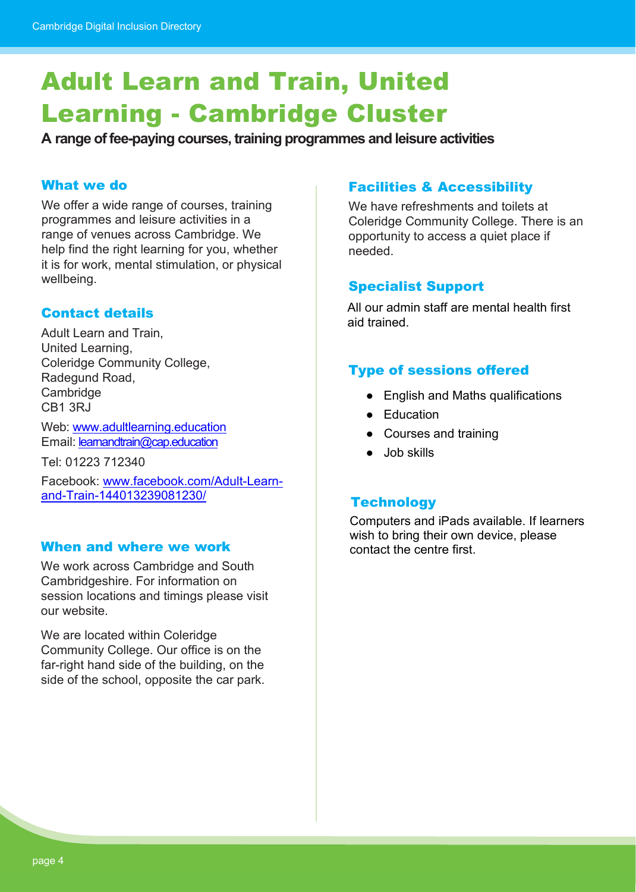// Adult Learn and Train, United Learning - Cambridge Cluster

# Adult Learn and Train, United Learning - Cambridge Cluster

**A range of fee-paying courses, training programmes and leisure activities**

## What we do

We offer a wide range of courses, training programmes and leisure activities in a range of venues across Cambridge. We help find the right learning for you, whether it is for work, mental stimulation, or physical wellbeing.

## Contact details

Adult Learn and Train,
United Learning,
Coleridge Community College,
Radegund Road,
Cambridge
CB1 3RJ

Web: www.adultlearning.education
Email: learnandtrain@cap.education

Tel: 01223 712340

Facebook: www.facebook.com/Adult-Learn-and-Train-144013239081230/

## When and where we work

We work across Cambridge and South Cambridgeshire. For information on session locations and timings please visit our website.

We are located within Coleridge Community College. Our office is on the far-right hand side of the building, on the side of the school, opposite the car park.

## Facilities & Accessibility

We have refreshments and toilets at Coleridge Community College. There is an opportunity to access a quiet place if needed.

## Specialist Support

All our admin staff are mental health first aid trained.

## Type of sessions offered

- English and Maths qualifications
- Education
- Courses and training
- Job skills

## Technology

Computers and iPads available. If learners wish to bring their own device, please contact the centre first.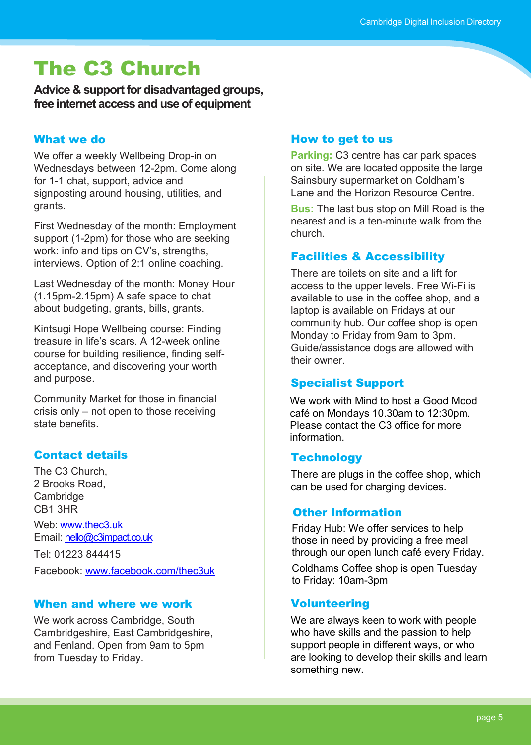# The C3 Church

**Advice & support for disadvantaged groups, free internet access and use of equipment**

## What we do

We offer a weekly Wellbeing Drop-in on Wednesdays between 12-2pm. Come along for 1-1 chat, support, advice and signposting around housing, utilities, and grants.

First Wednesday of the month: Employment support (1-2pm) for those who are seeking work: info and tips on CV's, strengths, interviews. Option of 2:1 online coaching.

Last Wednesday of the month: Money Hour (1.15pm-2.15pm) A safe space to chat about budgeting, grants, bills, grants.

Kintsugi Hope Wellbeing course: Finding treasure in life's scars. A 12-week online course for building resilience, finding self-acceptance, and discovering your worth and purpose.

Community Market for those in financial crisis only – not open to those receiving state benefits.

## Contact details

The C3 Church,
2 Brooks Road,
Cambridge
CB1 3HR

Web: [www.thec3.uk](http://www.thec3.uk)
Email: [hello@c3impact.co.uk](mailto:hello@c3impact.co.uk)

Tel: 01223 844415

Facebook: [www.facebook.com/thec3uk](http://www.facebook.com/thec3uk)

## When and where we work

We work across Cambridge, South Cambridgeshire, East Cambridgeshire, and Fenland. Open from 9am to 5pm from Tuesday to Friday.

## How to get to us

**Parking:** C3 centre has car park spaces on site. We are located opposite the large Sainsbury supermarket on Coldham's Lane and the Horizon Resource Centre.

**Bus:** The last bus stop on Mill Road is the nearest and is a ten-minute walk from the church.

## Facilities & Accessibility

There are toilets on site and a lift for access to the upper levels. Free Wi-Fi is available to use in the coffee shop, and a laptop is available on Fridays at our community hub. Our coffee shop is open Monday to Friday from 9am to 3pm. Guide/assistance dogs are allowed with their owner.

## Specialist Support

We work with Mind to host a Good Mood café on Mondays 10.30am to 12:30pm. Please contact the C3 office for more information.

## Technology

There are plugs in the coffee shop, which can be used for charging devices.

## Other Information

Friday Hub: We offer services to help those in need by providing a free meal through our open lunch café every Friday.

Coldhams Coffee shop is open Tuesday to Friday: 10am-3pm

## Volunteering

We are always keen to work with people who have skills and the passion to help support people in different ways, or who are looking to develop their skills and learn something new.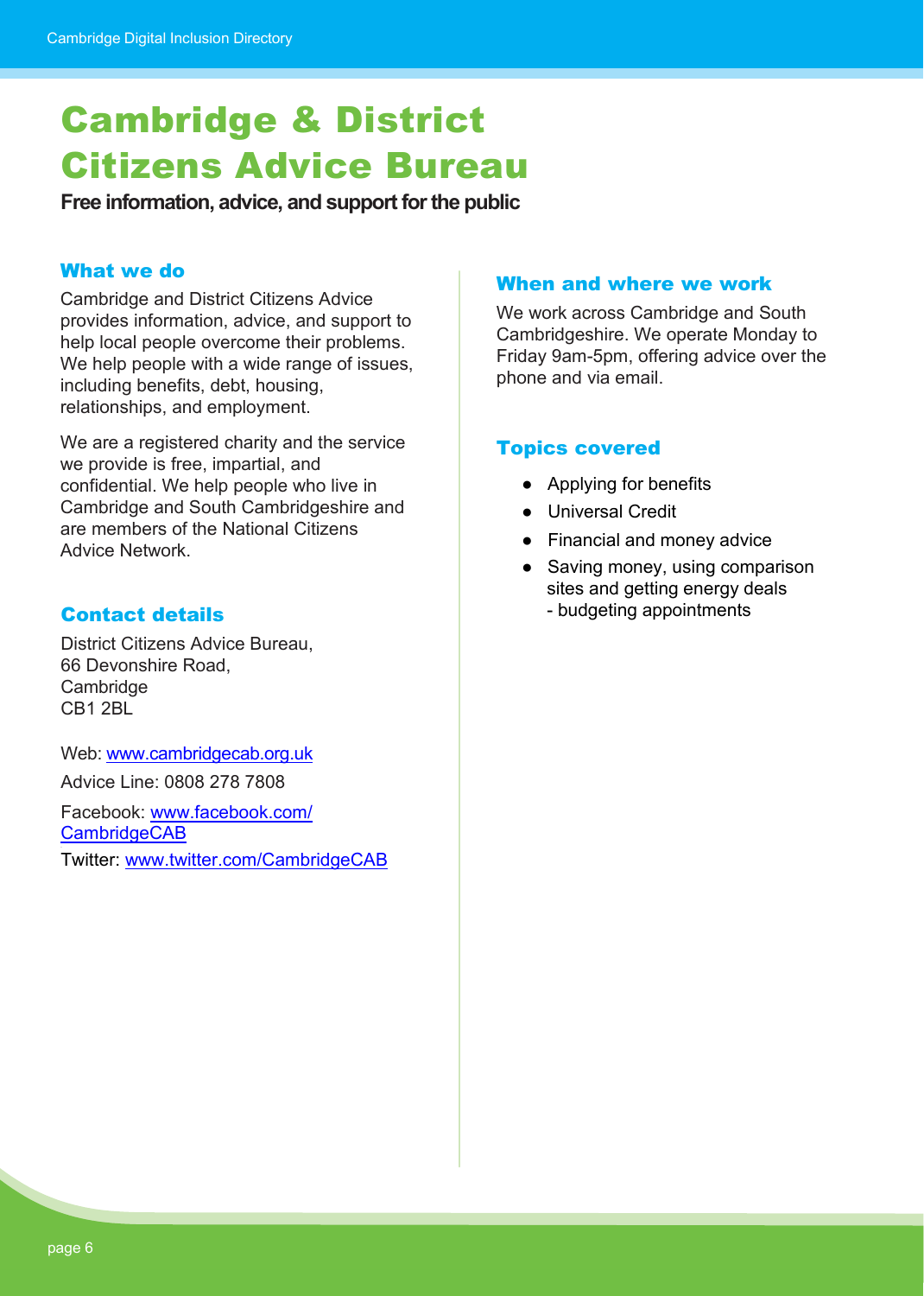# Cambridge & District Citizens Advice Bureau

**Free information, advice, and support for the public**

## What we do

Cambridge and District Citizens Advice provides information, advice, and support to help local people overcome their problems. We help people with a wide range of issues, including benefits, debt, housing, relationships, and employment.

We are a registered charity and the service we provide is free, impartial, and confidential. We help people who live in Cambridge and South Cambridgeshire and are members of the National Citizens Advice Network.

## Contact details

District Citizens Advice Bureau,
66 Devonshire Road,
Cambridge
CB1 2BL

Web: www.cambridgecab.org.uk

Advice Line: 0808 278 7808

Facebook: www.facebook.com/CambridgeCAB

Twitter: www.twitter.com/CambridgeCAB

## When and where we work

We work across Cambridge and South Cambridgeshire. We operate Monday to Friday 9am-5pm, offering advice over the phone and via email.

## Topics covered

- Applying for benefits
- Universal Credit
- Financial and money advice
- Saving money, using comparison sites and getting energy deals - budgeting appointments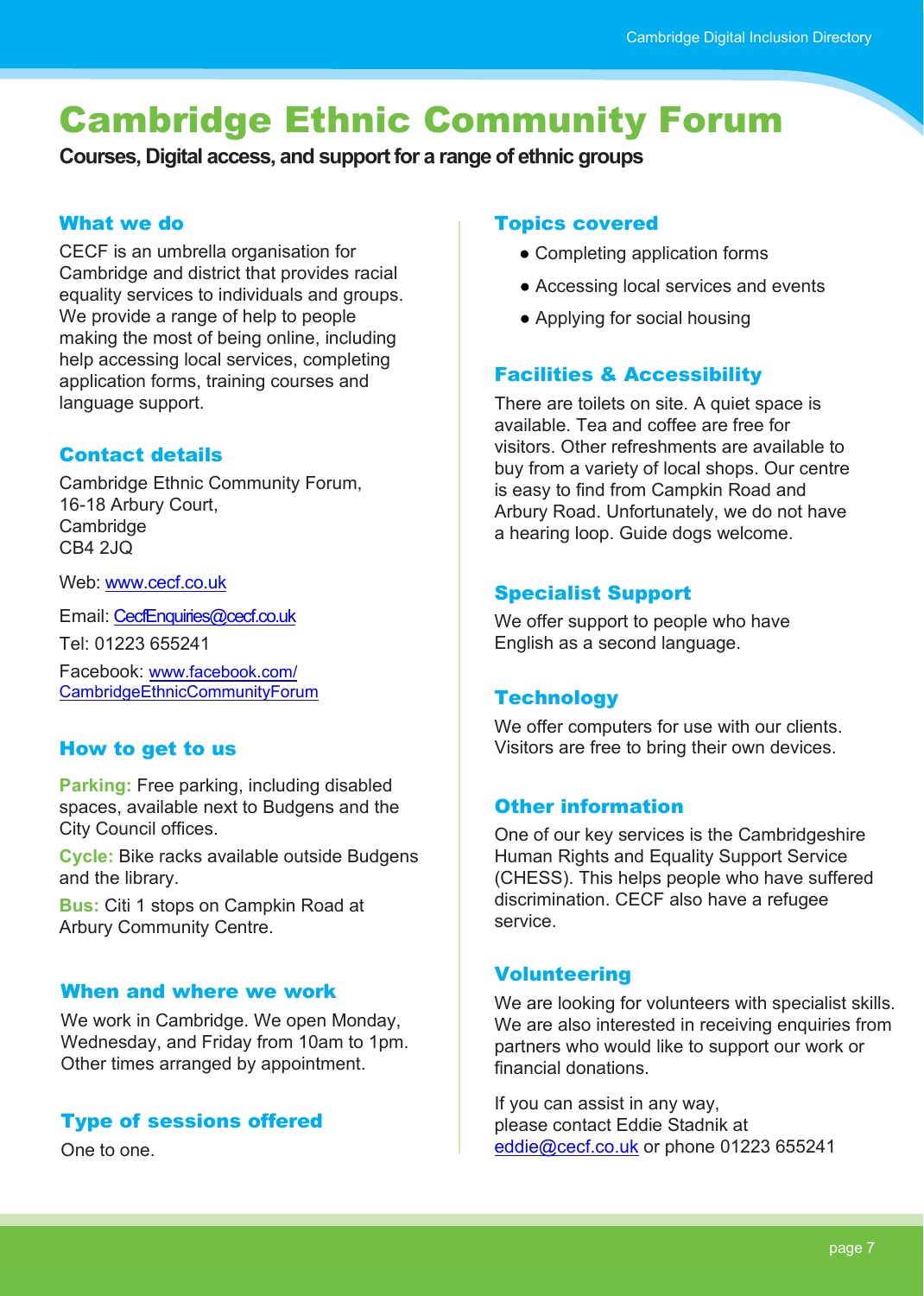# Cambridge Ethnic Community Forum

**Courses, Digital access, and support for a range of ethnic groups**

## What we do

CECF is an umbrella organisation for Cambridge and district that provides racial equality services to individuals and groups. We provide a range of help to people making the most of being online, including help accessing local services, completing application forms, training courses and language support.

## Contact details

Cambridge Ethnic Community Forum,
16-18 Arbury Court,
Cambridge
CB4 2JQ

Web: www.cecf.co.uk

Email: CecfEnquiries@cecf.co.uk

Tel: 01223 655241

Facebook: www.facebook.com/CambridgeEthnicCommunityForum

## How to get to us

**Parking:** Free parking, including disabled spaces, available next to Budgens and the City Council offices.

**Cycle:** Bike racks available outside Budgens and the library.

**Bus:** Citi 1 stops on Campkin Road at Arbury Community Centre.

## When and where we work

We work in Cambridge. We open Monday, Wednesday, and Friday from 10am to 1pm. Other times arranged by appointment.

## Type of sessions offered

One to one.

## Topics covered

- Completing application forms
- Accessing local services and events
- Applying for social housing

## Facilities & Accessibility

There are toilets on site. A quiet space is available. Tea and coffee are free for visitors. Other refreshments are available to buy from a variety of local shops. Our centre is easy to find from Campkin Road and Arbury Road. Unfortunately, we do not have a hearing loop. Guide dogs welcome.

## Specialist Support

We offer support to people who have English as a second language.

## Technology

We offer computers for use with our clients. Visitors are free to bring their own devices.

## Other information

One of our key services is the Cambridgeshire Human Rights and Equality Support Service (CHESS). This helps people who have suffered discrimination. CECF also have a refugee service.

## Volunteering

We are looking for volunteers with specialist skills. We are also interested in receiving enquiries from partners who would like to support our work or financial donations.

If you can assist in any way, please contact Eddie Stadnik at eddie@cecf.co.uk or phone 01223 655241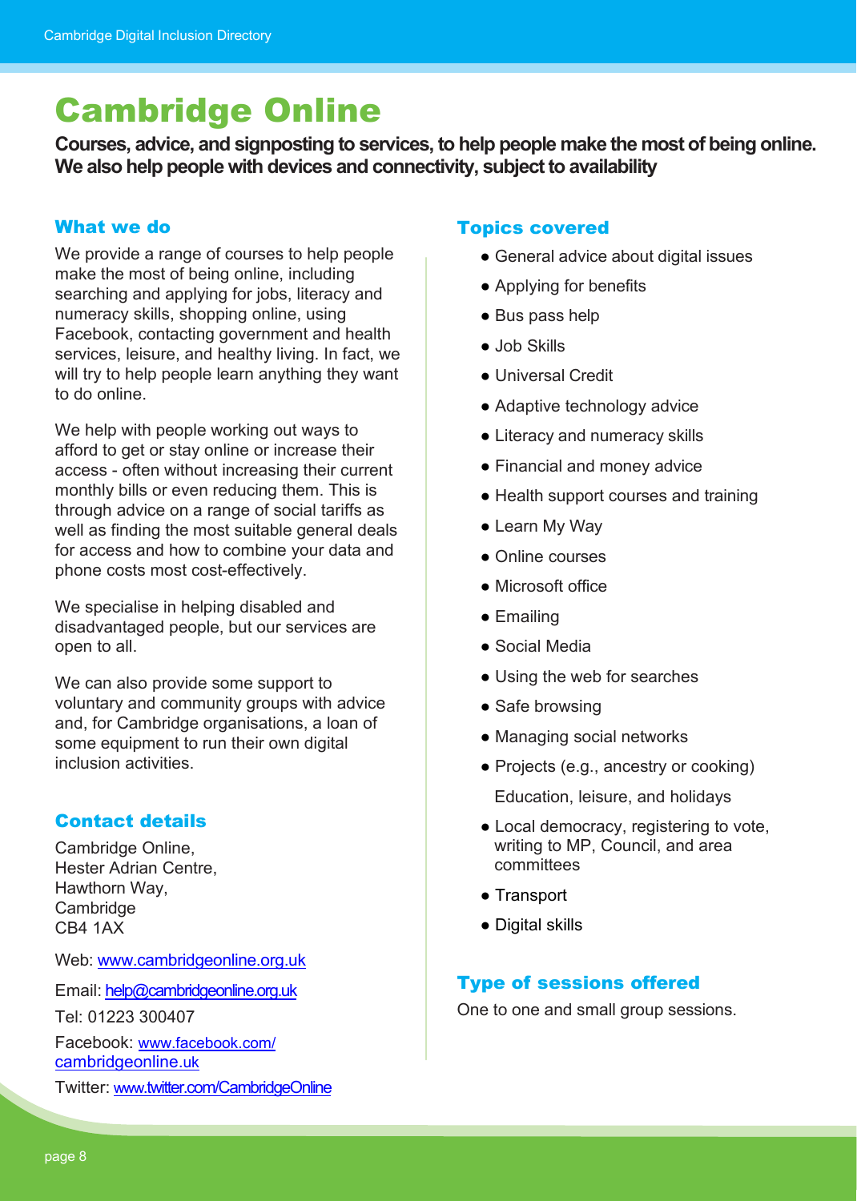# Cambridge Online

**Courses, advice, and signposting to services, to help people make the most of being online. We also help people with devices and connectivity, subject to availability**

## What we do

We provide a range of courses to help people make the most of being online, including searching and applying for jobs, literacy and numeracy skills, shopping online, using Facebook, contacting government and health services, leisure, and healthy living. In fact, we will try to help people learn anything they want to do online.

We help with people working out ways to afford to get or stay online or increase their access - often without increasing their current monthly bills or even reducing them. This is through advice on a range of social tariffs as well as finding the most suitable general deals for access and how to combine your data and phone costs most cost-effectively.

We specialise in helping disabled and disadvantaged people, but our services are open to all.

We can also provide some support to voluntary and community groups with advice and, for Cambridge organisations, a loan of some equipment to run their own digital inclusion activities.

## Contact details

Cambridge Online,
Hester Adrian Centre,
Hawthorn Way,
Cambridge
CB4 1AX

Web: www.cambridgeonline.org.uk

Email: help@cambridgeonline.org.uk

Tel: 01223 300407

Facebook: www.facebook.com/cambridgeonline.uk

Twitter: www.twitter.com/CambridgeOnline

## Topics covered

- General advice about digital issues
- Applying for benefits
- Bus pass help
- Job Skills
- Universal Credit
- Adaptive technology advice
- Literacy and numeracy skills
- Financial and money advice
- Health support courses and training
- Learn My Way
- Online courses
- Microsoft office
- Emailing
- Social Media
- Using the web for searches
- Safe browsing
- Managing social networks
- Projects (e.g., ancestry or cooking)
  Education, leisure, and holidays
- Local democracy, registering to vote, writing to MP, Council, and area committees
- Transport
- Digital skills

## Type of sessions offered

One to one and small group sessions.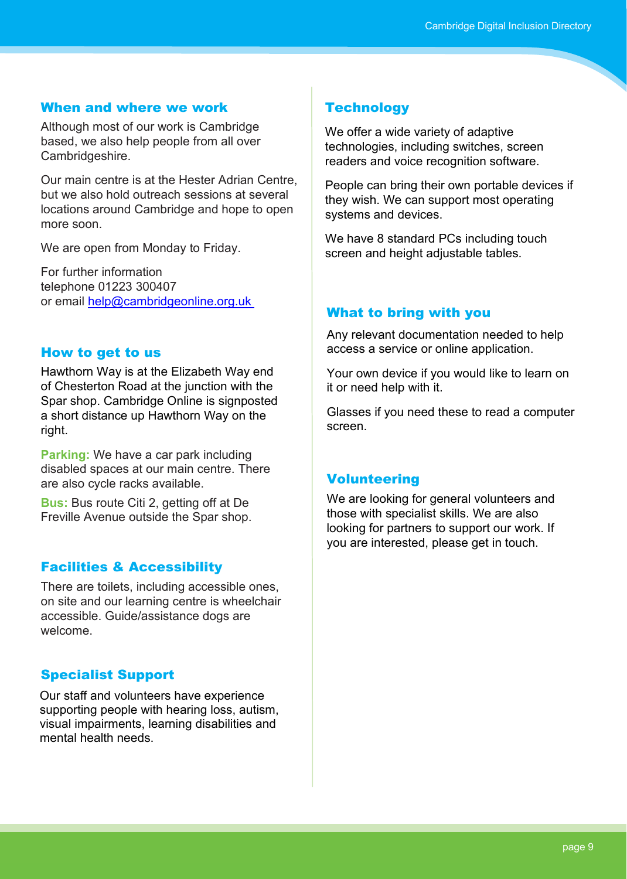## When and where we work

Although most of our work is Cambridge based, we also help people from all over Cambridgeshire.

Our main centre is at the Hester Adrian Centre, but we also hold outreach sessions at several locations around Cambridge and hope to open more soon.

We are open from Monday to Friday.

For further information
telephone 01223 300407
or email help@cambridgeonline.org.uk

## How to get to us

Hawthorn Way is at the Elizabeth Way end of Chesterton Road at the junction with the Spar shop. Cambridge Online is signposted a short distance up Hawthorn Way on the right.

**Parking:** We have a car park including disabled spaces at our main centre. There are also cycle racks available.

**Bus:** Bus route Citi 2, getting off at De Freville Avenue outside the Spar shop.

## Facilities & Accessibility

There are toilets, including accessible ones, on site and our learning centre is wheelchair accessible. Guide/assistance dogs are welcome.

## Specialist Support

Our staff and volunteers have experience supporting people with hearing loss, autism, visual impairments, learning disabilities and mental health needs.

## Technology

We offer a wide variety of adaptive technologies, including switches, screen readers and voice recognition software.

People can bring their own portable devices if they wish. We can support most operating systems and devices.

We have 8 standard PCs including touch screen and height adjustable tables.

## What to bring with you

Any relevant documentation needed to help access a service or online application.

Your own device if you would like to learn on it or need help with it.

Glasses if you need these to read a computer screen.

## Volunteering

We are looking for general volunteers and those with specialist skills. We are also looking for partners to support our work. If you are interested, please get in touch.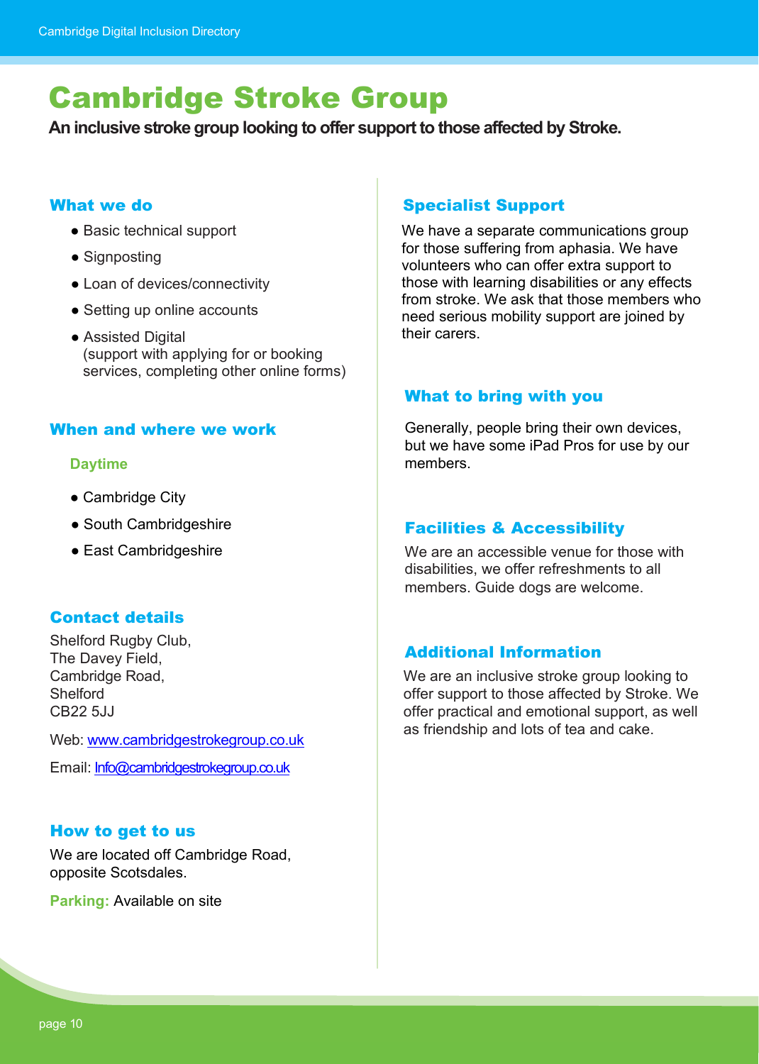# Cambridge Stroke Group

**An inclusive stroke group looking to offer support to those affected by Stroke.**

## What we do

- Basic technical support
- Signposting
- Loan of devices/connectivity
- Setting up online accounts
- Assisted Digital
 (support with applying for or booking services, completing other online forms)

## When and where we work

### Daytime

- Cambridge City
- South Cambridgeshire
- East Cambridgeshire

## Contact details

Shelford Rugby Club,
The Davey Field,
Cambridge Road,
Shelford
CB22 5JJ

Web: www.cambridgestrokegroup.co.uk

Email: Info@cambridgestrokegroup.co.uk

## How to get to us

We are located off Cambridge Road, opposite Scotsdales.

**Parking:** Available on site

## Specialist Support

We have a separate communications group for those suffering from aphasia. We have volunteers who can offer extra support to those with learning disabilities or any effects from stroke. We ask that those members who need serious mobility support are joined by their carers.

## What to bring with you

Generally, people bring their own devices, but we have some iPad Pros for use by our members.

## Facilities & Accessibility

We are an accessible venue for those with disabilities, we offer refreshments to all members. Guide dogs are welcome.

## Additional Information

We are an inclusive stroke group looking to offer support to those affected by Stroke. We offer practical and emotional support, as well as friendship and lots of tea and cake.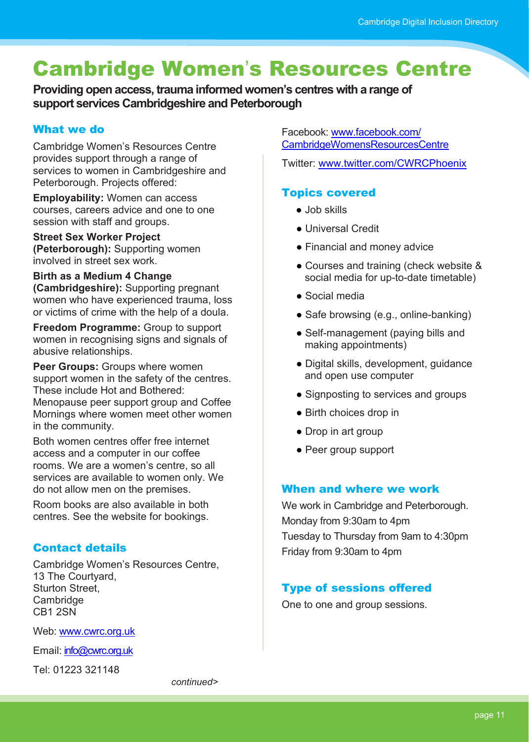# Cambridge Women's Resources Centre

**Providing open access, trauma informed women's centres with a range of support services Cambridgeshire and Peterborough**

## What we do

Cambridge Women's Resources Centre provides support through a range of services to women in Cambridgeshire and Peterborough. Projects offered:

**Employability:** Women can access courses, careers advice and one to one session with staff and groups.

**Street Sex Worker Project (Peterborough):** Supporting women involved in street sex work.

**Birth as a Medium 4 Change (Cambridgeshire):** Supporting pregnant women who have experienced trauma, loss or victims of crime with the help of a doula.

**Freedom Programme:** Group to support women in recognising signs and signals of abusive relationships.

**Peer Groups:** Groups where women support women in the safety of the centres. These include Hot and Bothered: Menopause peer support group and Coffee Mornings where women meet other women in the community.

Both women centres offer free internet access and a computer in our coffee rooms. We are a women's centre, so all services are available to women only. We do not allow men on the premises.

Room books are also available in both centres. See the website for bookings.

## Contact details

Cambridge Women's Resources Centre,
13 The Courtyard,
Sturton Street,
Cambridge
CB1 2SN

Web: [www.cwrc.org.uk](http://www.cwrc.org.uk)

Email: [info@cwrc.org.uk](mailto:info@cwrc.org.uk)

Tel: 01223 321148

*continued>*

Facebook: [www.facebook.com/CambridgeWomensResourcesCentre](http://www.facebook.com/CambridgeWomensResourcesCentre)

Twitter: [www.twitter.com/CWRCPhoenix](http://www.twitter.com/CWRCPhoenix)

## Topics covered

- Job skills
- Universal Credit
- Financial and money advice
- Courses and training (check website & social media for up-to-date timetable)
- Social media
- Safe browsing (e.g., online-banking)
- Self-management (paying bills and making appointments)
- Digital skills, development, guidance and open use computer
- Signposting to services and groups
- Birth choices drop in
- Drop in art group
- Peer group support

## When and where we work

We work in Cambridge and Peterborough.

Monday from 9:30am to 4pm

Tuesday to Thursday from 9am to 4:30pm

Friday from 9:30am to 4pm

## Type of sessions offered

One to one and group sessions.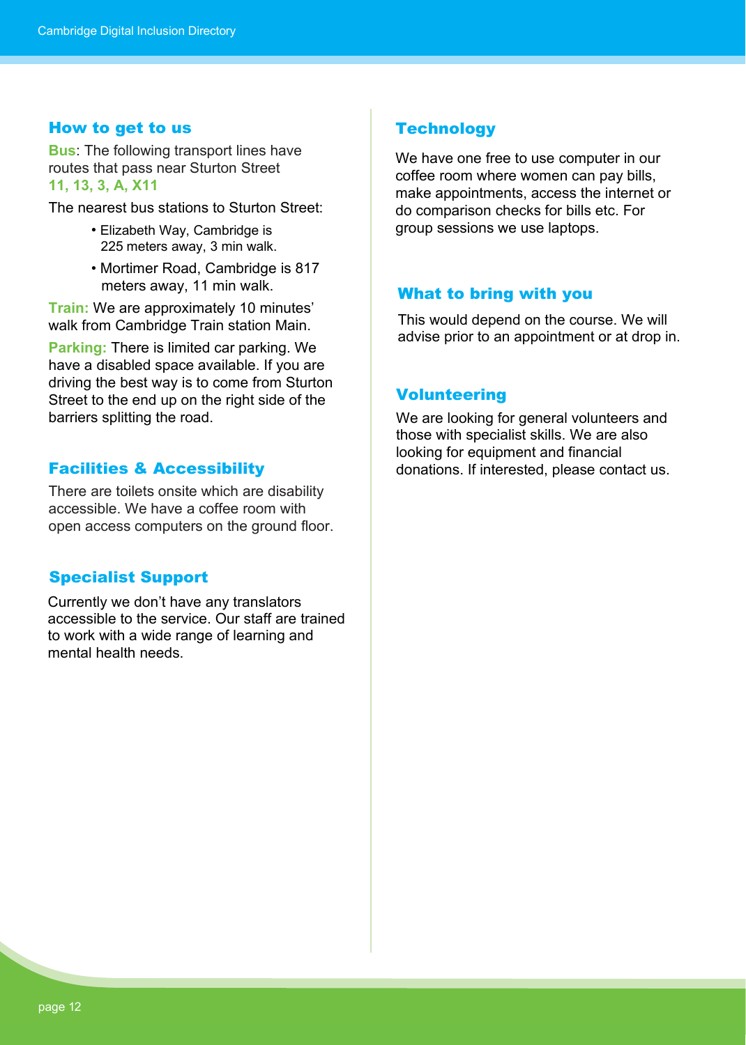## How to get to us

**Bus**: The following transport lines have routes that pass near Sturton Street
**11, 13, 3, A, X11**

The nearest bus stations to Sturton Street:

- Elizabeth Way, Cambridge is 225 meters away, 3 min walk.
- Mortimer Road, Cambridge is 817 meters away, 11 min walk.

**Train:** We are approximately 10 minutes' walk from Cambridge Train station Main.

**Parking:** There is limited car parking. We have a disabled space available. If you are driving the best way is to come from Sturton Street to the end up on the right side of the barriers splitting the road.

## Facilities & Accessibility

There are toilets onsite which are disability accessible. We have a coffee room with open access computers on the ground floor.

## Specialist Support

Currently we don't have any translators accessible to the service. Our staff are trained to work with a wide range of learning and mental health needs.

## Technology

We have one free to use computer in our coffee room where women can pay bills, make appointments, access the internet or do comparison checks for bills etc. For group sessions we use laptops.

## What to bring with you

This would depend on the course. We will advise prior to an appointment or at drop in.

## Volunteering

We are looking for general volunteers and those with specialist skills. We are also looking for equipment and financial donations. If interested, please contact us.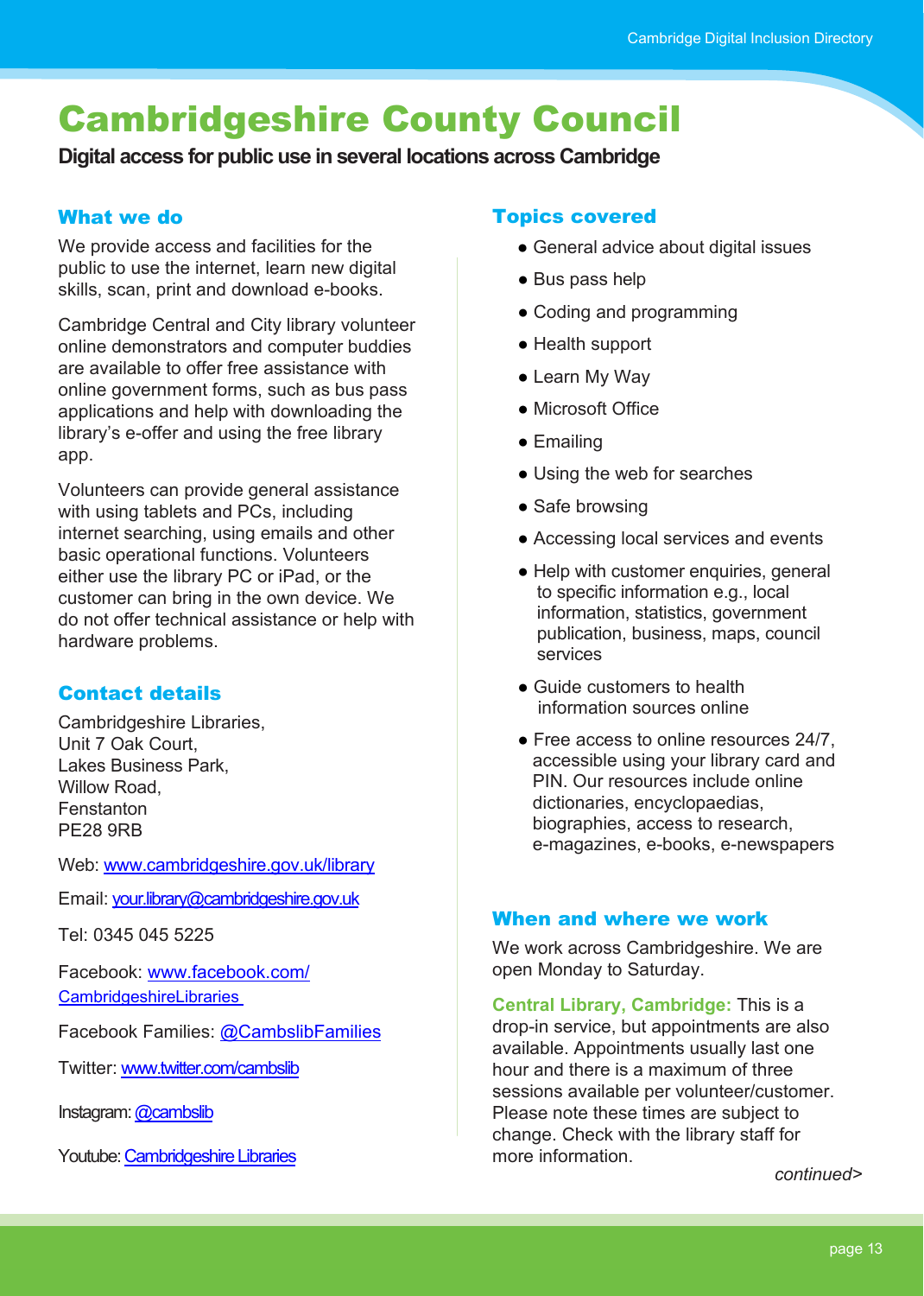# Cambridgeshire County Council

**Digital access for public use in several locations across Cambridge**

## What we do

We provide access and facilities for the public to use the internet, learn new digital skills, scan, print and download e-books.

Cambridge Central and City library volunteer online demonstrators and computer buddies are available to offer free assistance with online government forms, such as bus pass applications and help with downloading the library's e-offer and using the free library app.

Volunteers can provide general assistance with using tablets and PCs, including internet searching, using emails and other basic operational functions. Volunteers either use the library PC or iPad, or the customer can bring in the own device. We do not offer technical assistance or help with hardware problems.

## Contact details

Cambridgeshire Libraries,
Unit 7 Oak Court,
Lakes Business Park,
Willow Road,
Fenstanton
PE28 9RB

Web: www.cambridgeshire.gov.uk/library

Email: your.library@cambridgeshire.gov.uk

Tel: 0345 045 5225

Facebook: www.facebook.com/CambridgeshireLibraries

Facebook Families: @CambslibFamilies

Twitter: www.twitter.com/cambslib

Instagram: @cambslib

Youtube: Cambridgeshire Libraries

## Topics covered

- General advice about digital issues
- Bus pass help
- Coding and programming
- Health support
- Learn My Way
- Microsoft Office
- Emailing
- Using the web for searches
- Safe browsing
- Accessing local services and events
- Help with customer enquiries, general to specific information e.g., local information, statistics, government publication, business, maps, council services
- Guide customers to health information sources online
- Free access to online resources 24/7, accessible using your library card and PIN. Our resources include online dictionaries, encyclopaedias, biographies, access to research, e-magazines, e-books, e-newspapers

## When and where we work

We work across Cambridgeshire. We are open Monday to Saturday.

**Central Library, Cambridge:** This is a drop-in service, but appointments are also available. Appointments usually last one hour and there is a maximum of three sessions available per volunteer/customer. Please note these times are subject to change. Check with the library staff for more information.

*continued>*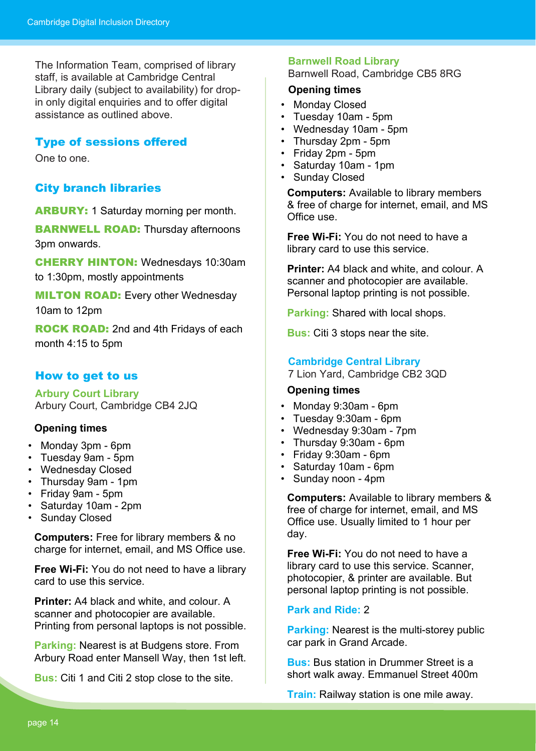The Information Team, comprised of library staff, is available at Cambridge Central Library daily (subject to availability) for drop-in only digital enquiries and to offer digital assistance as outlined above.

## Type of sessions offered

One to one.

## City branch libraries

**ARBURY:** 1 Saturday morning per month.

**BARNWELL ROAD:** Thursday afternoons 3pm onwards.

**CHERRY HINTON:** Wednesdays 10:30am to 1:30pm, mostly appointments

**MILTON ROAD:** Every other Wednesday 10am to 12pm

**ROCK ROAD:** 2nd and 4th Fridays of each month 4:15 to 5pm

## How to get to us

### Arbury Court Library

Arbury Court, Cambridge CB4 2JQ

**Opening times**

- Monday 3pm - 6pm
- Tuesday 9am - 5pm
- Wednesday Closed
- Thursday 9am - 1pm
- Friday 9am - 5pm
- Saturday 10am - 2pm
- Sunday Closed

**Computers:** Free for library members & no charge for internet, email, and MS Office use.

**Free Wi-Fi:** You do not need to have a library card to use this service.

**Printer:** A4 black and white, and colour. A scanner and photocopier are available. Printing from personal laptops is not possible.

**Parking:** Nearest is at Budgens store. From Arbury Road enter Mansell Way, then 1st left.

**Bus:** Citi 1 and Citi 2 stop close to the site.

### Barnwell Road Library

Barnwell Road, Cambridge CB5 8RG

**Opening times**

- Monday Closed
- Tuesday 10am - 5pm
- Wednesday 10am - 5pm
- Thursday 2pm - 5pm
- Friday 2pm - 5pm
- Saturday 10am - 1pm
- Sunday Closed

**Computers:** Available to library members & free of charge for internet, email, and MS Office use.

**Free Wi-Fi:** You do not need to have a library card to use this service.

**Printer:** A4 black and white, and colour. A scanner and photocopier are available. Personal laptop printing is not possible.

**Parking:** Shared with local shops.

**Bus:** Citi 3 stops near the site.

### Cambridge Central Library

7 Lion Yard, Cambridge CB2 3QD

**Opening times**

- Monday 9:30am - 6pm
- Tuesday 9:30am - 6pm
- Wednesday 9:30am - 7pm
- Thursday 9:30am - 6pm
- Friday 9:30am - 6pm
- Saturday 10am - 6pm
- Sunday noon - 4pm

**Computers:** Available to library members & free of charge for internet, email, and MS Office use. Usually limited to 1 hour per day.

**Free Wi-Fi:** You do not need to have a library card to use this service. Scanner, photocopier, & printer are available. But personal laptop printing is not possible.

**Park and Ride:** 2

**Parking:** Nearest is the multi-storey public car park in Grand Arcade.

**Bus:** Bus station in Drummer Street is a short walk away. Emmanuel Street 400m

**Train:** Railway station is one mile away.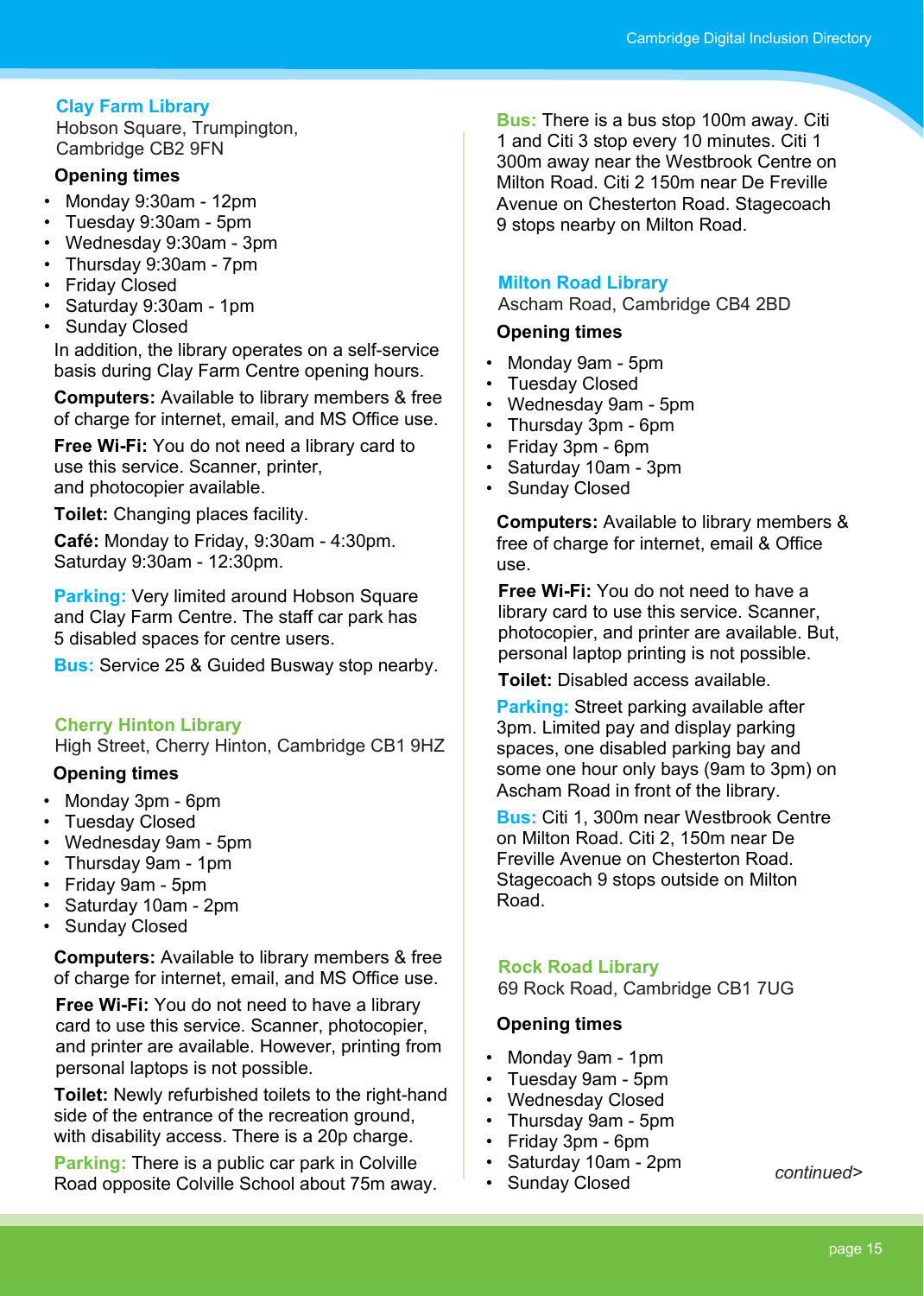### Clay Farm Library

Hobson Square, Trumpington, Cambridge CB2 9FN

**Opening times**

- Monday 9:30am - 12pm
- Tuesday 9:30am - 5pm
- Wednesday 9:30am - 3pm
- Thursday 9:30am - 7pm
- Friday Closed
- Saturday 9:30am - 1pm
- Sunday Closed

In addition, the library operates on a self-service basis during Clay Farm Centre opening hours.

**Computers:** Available to library members & free of charge for internet, email, and MS Office use.

**Free Wi-Fi:** You do not need a library card to use this service. Scanner, printer, and photocopier available.

**Toilet:** Changing places facility.

**Café:** Monday to Friday, 9:30am - 4:30pm. Saturday 9:30am - 12:30pm.

**Parking:** Very limited around Hobson Square and Clay Farm Centre. The staff car park has 5 disabled spaces for centre users.

**Bus:** Service 25 & Guided Busway stop nearby.

### Cherry Hinton Library

High Street, Cherry Hinton, Cambridge CB1 9HZ

**Opening times**

- Monday 3pm - 6pm
- Tuesday Closed
- Wednesday 9am - 5pm
- Thursday 9am - 1pm
- Friday 9am - 5pm
- Saturday 10am - 2pm
- Sunday Closed

**Computers:** Available to library members & free of charge for internet, email, and MS Office use.

**Free Wi-Fi:** You do not need to have a library card to use this service. Scanner, photocopier, and printer are available. However, printing from personal laptops is not possible.

**Toilet:** Newly refurbished toilets to the right-hand side of the entrance of the recreation ground, with disability access. There is a 20p charge.

**Parking:** There is a public car park in Colville Road opposite Colville School about 75m away.

**Bus:** There is a bus stop 100m away. Citi 1 and Citi 3 stop every 10 minutes. Citi 1 300m away near the Westbrook Centre on Milton Road. Citi 2 150m near De Freville Avenue on Chesterton Road. Stagecoach 9 stops nearby on Milton Road.

### Milton Road Library

Ascham Road, Cambridge CB4 2BD

**Opening times**

- Monday 9am - 5pm
- Tuesday Closed
- Wednesday 9am - 5pm
- Thursday 3pm - 6pm
- Friday 3pm - 6pm
- Saturday 10am - 3pm
- Sunday Closed

**Computers:** Available to library members & free of charge for internet, email & Office use.

**Free Wi-Fi:** You do not need to have a library card to use this service. Scanner, photocopier, and printer are available. But, personal laptop printing is not possible.

**Toilet:** Disabled access available.

**Parking:** Street parking available after 3pm. Limited pay and display parking spaces, one disabled parking bay and some one hour only bays (9am to 3pm) on Ascham Road in front of the library.

**Bus:** Citi 1, 300m near Westbrook Centre on Milton Road. Citi 2, 150m near De Freville Avenue on Chesterton Road. Stagecoach 9 stops outside on Milton Road.

### Rock Road Library

69 Rock Road, Cambridge CB1 7UG

**Opening times**

- Monday 9am - 1pm
- Tuesday 9am - 5pm
- Wednesday Closed
- Thursday 9am - 5pm
- Friday 3pm - 6pm
- Saturday 10am - 2pm
- Sunday Closed

*continued>*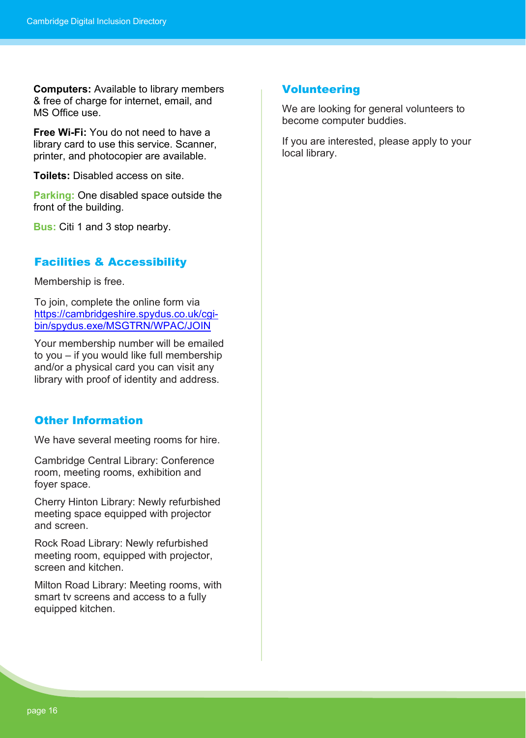**Computers:** Available to library members & free of charge for internet, email, and MS Office use.

**Free Wi-Fi:** You do not need to have a library card to use this service. Scanner, printer, and photocopier are available.

**Toilets:** Disabled access on site.

**Parking:** One disabled space outside the front of the building.

**Bus:** Citi 1 and 3 stop nearby.

## Facilities & Accessibility

Membership is free.

To join, complete the online form via [https://cambridgeshire.spydus.co.uk/cgi-bin/spydus.exe/MSGTRN/WPAC/JOIN](https://cambridgeshire.spydus.co.uk/cgi-bin/spydus.exe/MSGTRN/WPAC/JOIN)

Your membership number will be emailed to you – if you would like full membership and/or a physical card you can visit any library with proof of identity and address.

## Other Information

We have several meeting rooms for hire.

Cambridge Central Library: Conference room, meeting rooms, exhibition and foyer space.

Cherry Hinton Library: Newly refurbished meeting space equipped with projector and screen.

Rock Road Library: Newly refurbished meeting room, equipped with projector, screen and kitchen.

Milton Road Library: Meeting rooms, with smart tv screens and access to a fully equipped kitchen.

## Volunteering

We are looking for general volunteers to become computer buddies.

If you are interested, please apply to your local library.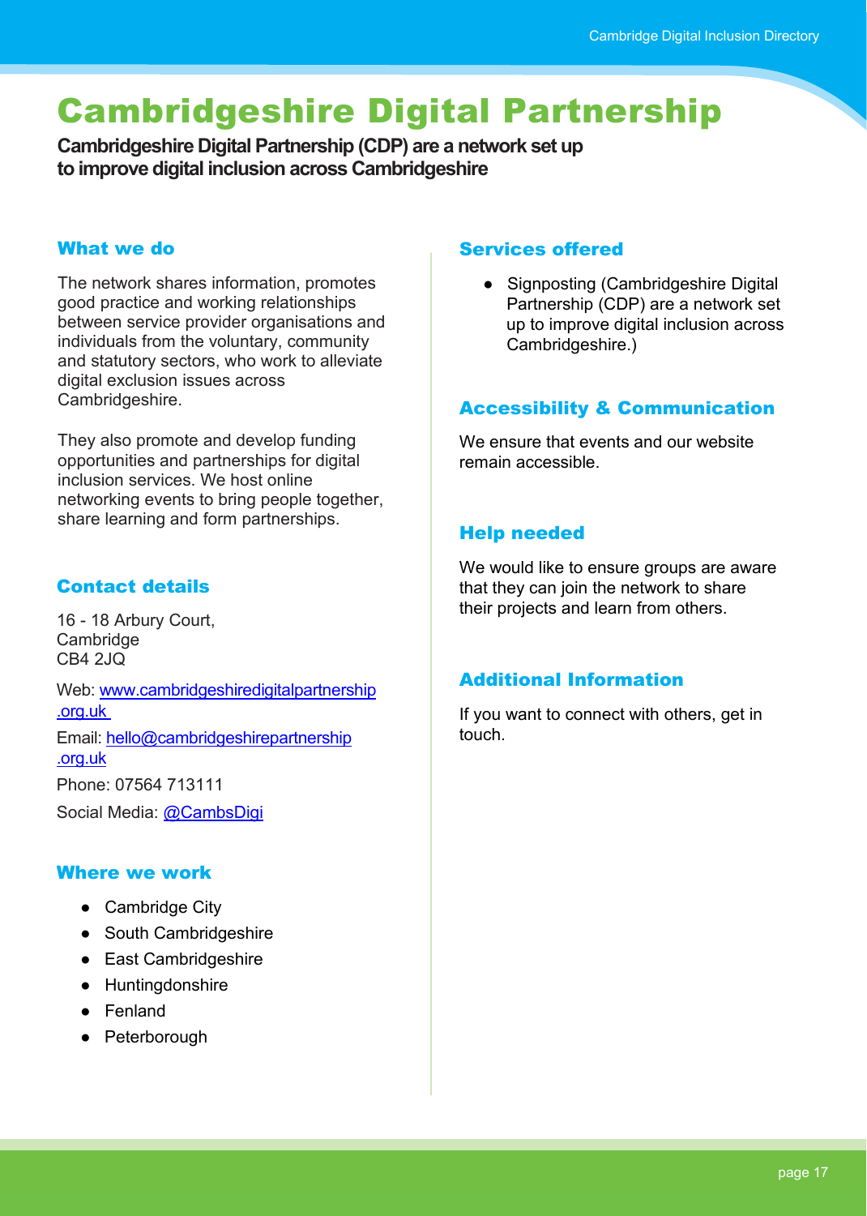# Cambridgeshire Digital Partnership

**Cambridgeshire Digital Partnership (CDP) are a network set up to improve digital inclusion across Cambridgeshire**

## What we do

The network shares information, promotes good practice and working relationships between service provider organisations and individuals from the voluntary, community and statutory sectors, who work to alleviate digital exclusion issues across Cambridgeshire.

They also promote and develop funding opportunities and partnerships for digital inclusion services. We host online networking events to bring people together, share learning and form partnerships.

## Contact details

16 - 18 Arbury Court,
Cambridge
CB4 2JQ

Web: www.cambridgeshiredigitalpartnership.org.uk

Email: hello@cambridgeshirepartnership.org.uk

Phone: 07564 713111

Social Media: @CambsDigi

## Where we work

- Cambridge City
- South Cambridgeshire
- East Cambridgeshire
- Huntingdonshire
- Fenland
- Peterborough

## Services offered

- Signposting (Cambridgeshire Digital Partnership (CDP) are a network set up to improve digital inclusion across Cambridgeshire.)

## Accessibility & Communication

We ensure that events and our website remain accessible.

## Help needed

We would like to ensure groups are aware that they can join the network to share their projects and learn from others.

## Additional Information

If you want to connect with others, get in touch.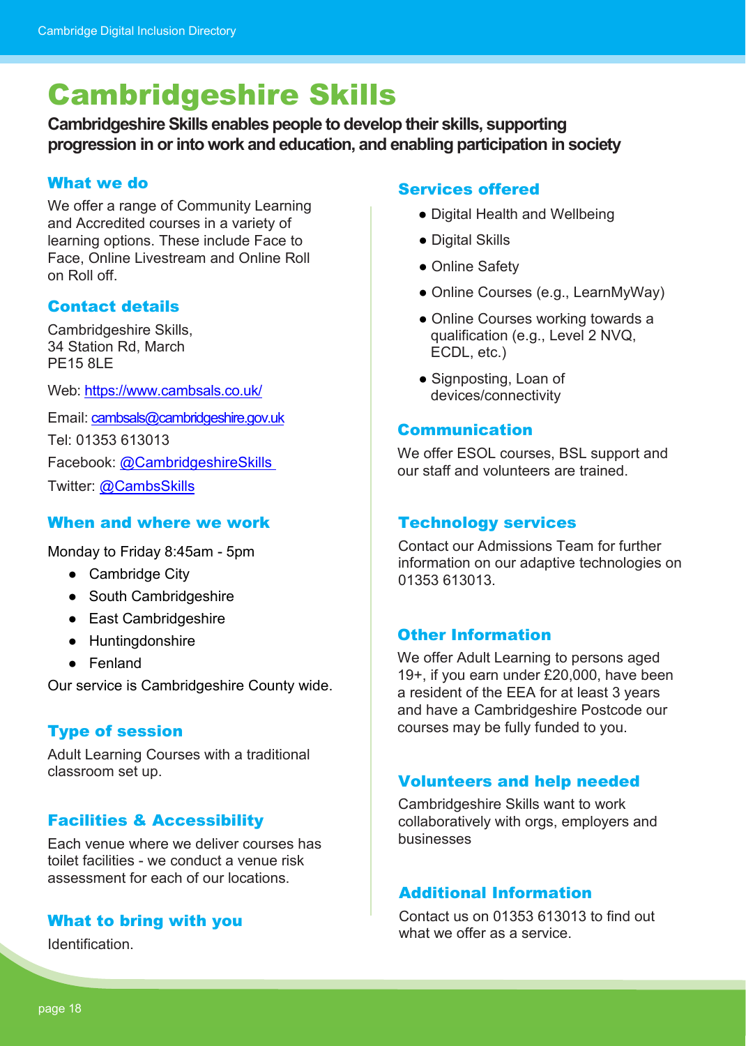# Cambridgeshire Skills

**Cambridgeshire Skills enables people to develop their skills, supporting progression in or into work and education, and enabling participation in society**

## What we do

We offer a range of Community Learning and Accredited courses in a variety of learning options. These include Face to Face, Online Livestream and Online Roll on Roll off.

## Contact details

Cambridgeshire Skills,
34 Station Rd, March
PE15 8LE

Web: https://www.cambsals.co.uk/

Email: cambsals@cambridgeshire.gov.uk

Tel: 01353 613013

Facebook: @CambridgeshireSkills

Twitter: @CambsSkills

## When and where we work

Monday to Friday 8:45am - 5pm

- Cambridge City
- South Cambridgeshire
- East Cambridgeshire
- Huntingdonshire
- Fenland

Our service is Cambridgeshire County wide.

## Type of session

Adult Learning Courses with a traditional classroom set up.

## Facilities & Accessibility

Each venue where we deliver courses has toilet facilities - we conduct a venue risk assessment for each of our locations.

## What to bring with you

Identification.

## Services offered

- Digital Health and Wellbeing
- Digital Skills
- Online Safety
- Online Courses (e.g., LearnMyWay)
- Online Courses working towards a qualification (e.g., Level 2 NVQ, ECDL, etc.)
- Signposting, Loan of devices/connectivity

## Communication

We offer ESOL courses, BSL support and our staff and volunteers are trained.

## Technology services

Contact our Admissions Team for further information on our adaptive technologies on 01353 613013.

## Other Information

We offer Adult Learning to persons aged 19+, if you earn under £20,000, have been a resident of the EEA for at least 3 years and have a Cambridgeshire Postcode our courses may be fully funded to you.

## Volunteers and help needed

Cambridgeshire Skills want to work collaboratively with orgs, employers and businesses

## Additional Information

Contact us on 01353 613013 to find out what we offer as a service.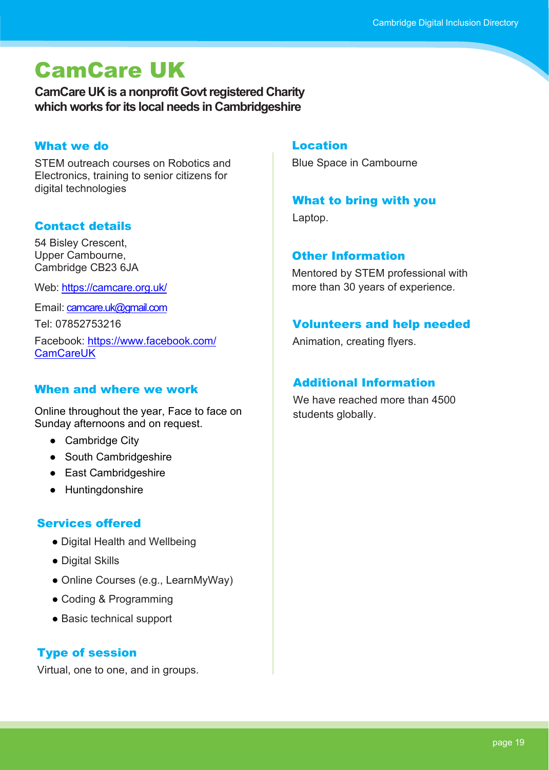# CamCare UK

**CamCare UK is a nonprofit Govt registered Charity which works for its local needs in Cambridgeshire**

## What we do

STEM outreach courses on Robotics and Electronics, training to senior citizens for digital technologies

## Contact details

54 Bisley Crescent,
Upper Cambourne,
Cambridge CB23 6JA

Web: https://camcare.org.uk/

Email: camcare.uk@gmail.com

Tel: 07852753216

Facebook: https://www.facebook.com/CamCareUK

## When and where we work

Online throughout the year, Face to face on Sunday afternoons and on request.

- Cambridge City
- South Cambridgeshire
- East Cambridgeshire
- Huntingdonshire

## Services offered

- Digital Health and Wellbeing
- Digital Skills
- Online Courses (e.g., LearnMyWay)
- Coding & Programming
- Basic technical support

## Type of session

Virtual, one to one, and in groups.

## Location

Blue Space in Cambourne

## What to bring with you

Laptop.

## Other Information

Mentored by STEM professional with more than 30 years of experience.

## Volunteers and help needed

Animation, creating flyers.

## Additional Information

We have reached more than 4500 students globally.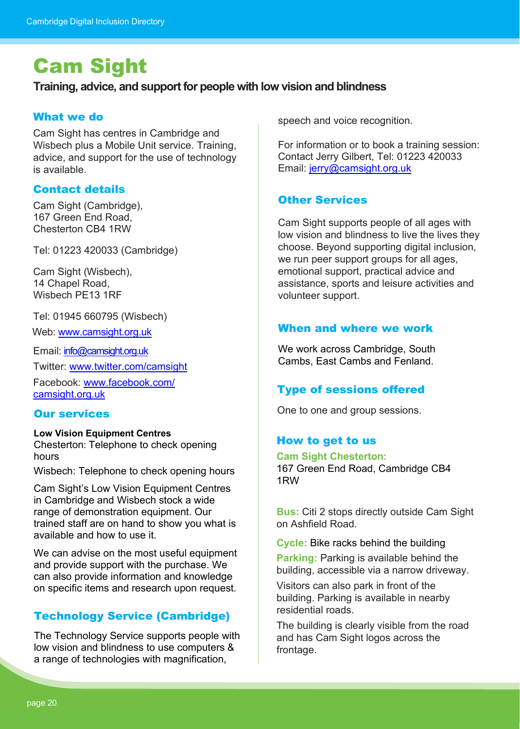# Cam Sight

**Training, advice, and support for people with low vision and blindness**

## What we do

Cam Sight has centres in Cambridge and Wisbech plus a Mobile Unit service. Training, advice, and support for the use of technology is available.

## Contact details

Cam Sight (Cambridge),
167 Green End Road,
Chesterton CB4 1RW

Tel: 01223 420033 (Cambridge)

Cam Sight (Wisbech),
14 Chapel Road,
Wisbech PE13 1RF

Tel: 01945 660795 (Wisbech)

Web: www.camsight.org.uk

Email: info@camsight.org.uk

Twitter: www.twitter.com/camsight

Facebook: www.facebook.com/camsight.org.uk

## Our services

**Low Vision Equipment Centres**
Chesterton: Telephone to check opening hours

Wisbech: Telephone to check opening hours

Cam Sight's Low Vision Equipment Centres in Cambridge and Wisbech stock a wide range of demonstration equipment. Our trained staff are on hand to show you what is available and how to use it.

We can advise on the most useful equipment and provide support with the purchase. We can also provide information and knowledge on specific items and research upon request.

## Technology Service (Cambridge)

The Technology Service supports people with low vision and blindness to use computers & a range of technologies with magnification, speech and voice recognition.

For information or to book a training session: Contact Jerry Gilbert, Tel: 01223 420033
Email: jerry@camsight.org.uk

## Other Services

Cam Sight supports people of all ages with low vision and blindness to live the lives they choose. Beyond supporting digital inclusion, we run peer support groups for all ages, emotional support, practical advice and assistance, sports and leisure activities and volunteer support.

## When and where we work

We work across Cambridge, South Cambs, East Cambs and Fenland.

## Type of sessions offered

One to one and group sessions.

## How to get to us

**Cam Sight Chesterton:**
167 Green End Road, Cambridge CB4 1RW

**Bus:** Citi 2 stops directly outside Cam Sight on Ashfield Road.

**Cycle:** Bike racks behind the building

**Parking:** Parking is available behind the building, accessible via a narrow driveway.

Visitors can also park in front of the building. Parking is available in nearby residential roads.

The building is clearly visible from the road and has Cam Sight logos across the frontage.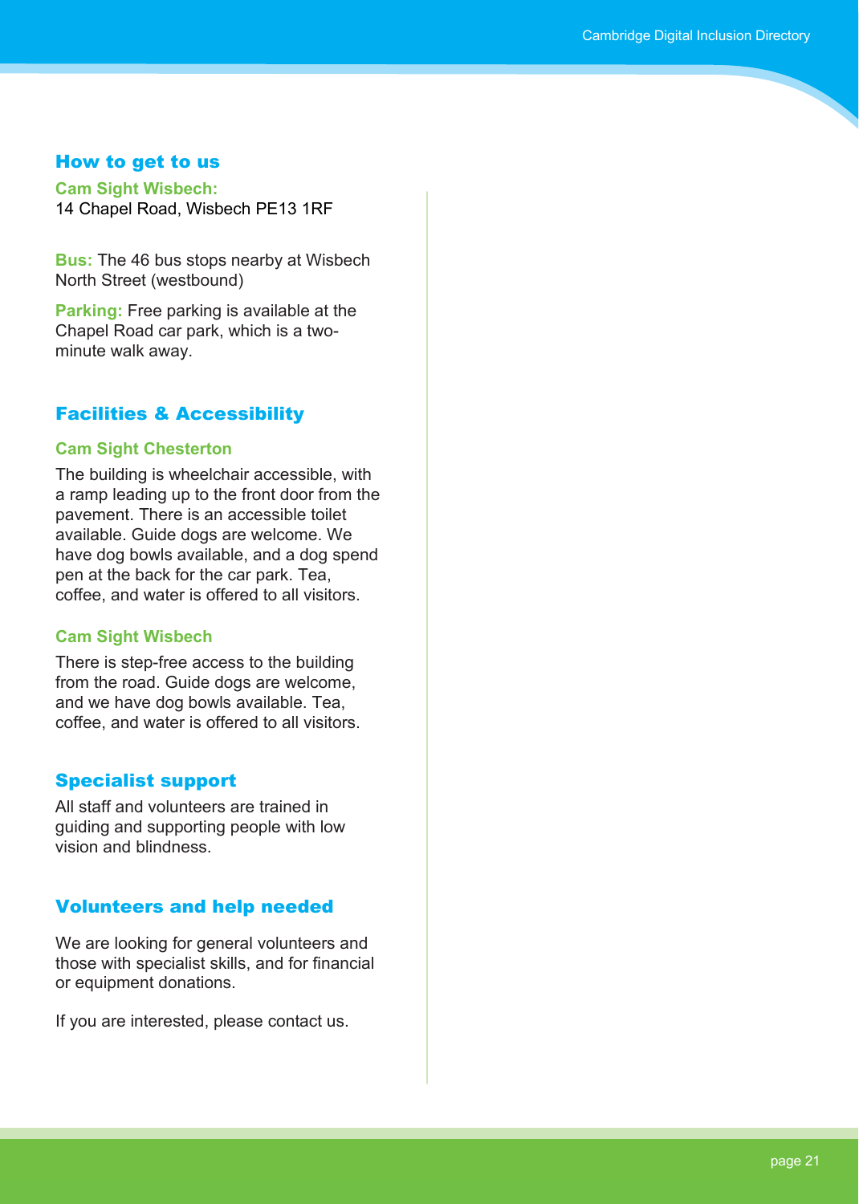## How to get to us

**Cam Sight Wisbech:**
14 Chapel Road, Wisbech PE13 1RF

**Bus:** The 46 bus stops nearby at Wisbech North Street (westbound)

**Parking:** Free parking is available at the Chapel Road car park, which is a two-minute walk away.

## Facilities & Accessibility

### Cam Sight Chesterton

The building is wheelchair accessible, with a ramp leading up to the front door from the pavement. There is an accessible toilet available. Guide dogs are welcome. We have dog bowls available, and a dog spend pen at the back for the car park. Tea, coffee, and water is offered to all visitors.

### Cam Sight Wisbech

There is step-free access to the building from the road. Guide dogs are welcome, and we have dog bowls available. Tea, coffee, and water is offered to all visitors.

## Specialist support

All staff and volunteers are trained in guiding and supporting people with low vision and blindness.

## Volunteers and help needed

We are looking for general volunteers and those with specialist skills, and for financial or equipment donations.

If you are interested, please contact us.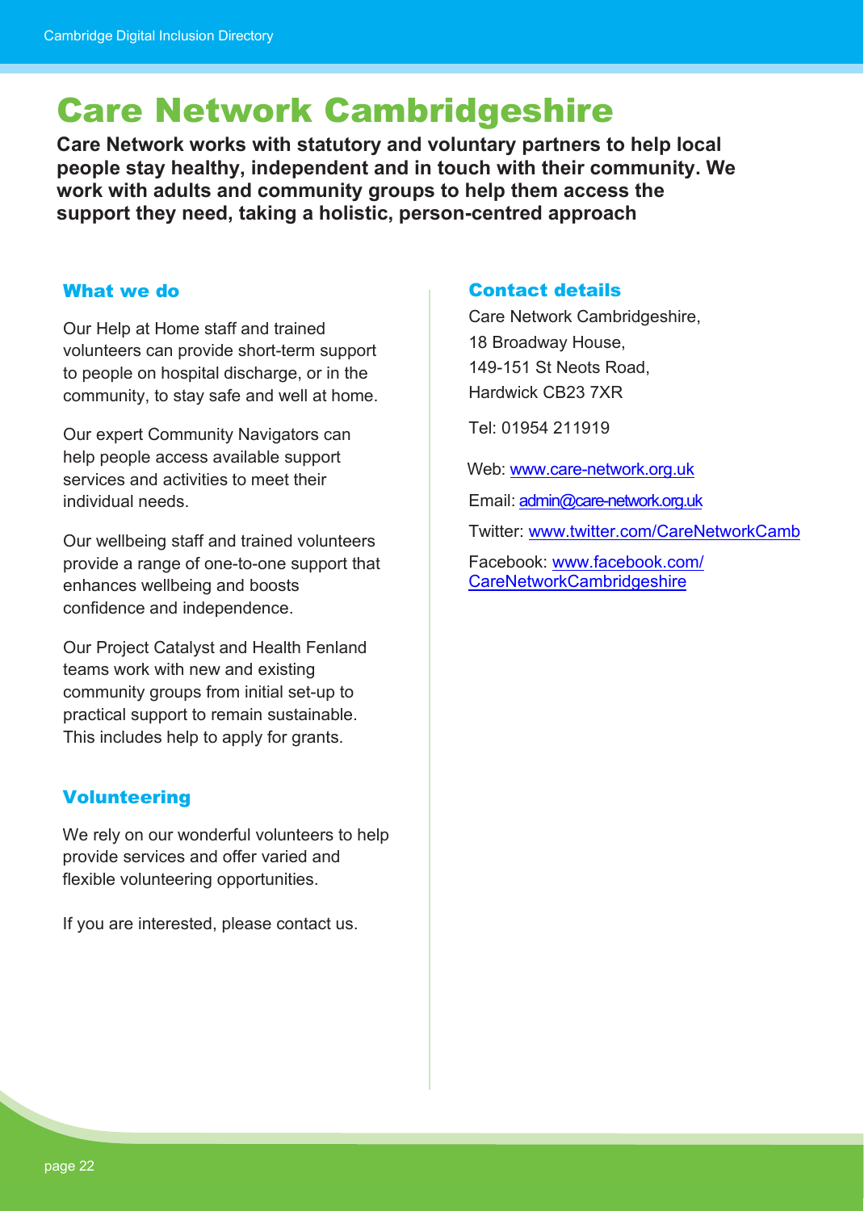# Care Network Cambridgeshire

**Care Network works with statutory and voluntary partners to help local people stay healthy, independent and in touch with their community. We work with adults and community groups to help them access the support they need, taking a holistic, person-centred approach**

## What we do

Our Help at Home staff and trained volunteers can provide short-term support to people on hospital discharge, or in the community, to stay safe and well at home.

Our expert Community Navigators can help people access available support services and activities to meet their individual needs.

Our wellbeing staff and trained volunteers provide a range of one-to-one support that enhances wellbeing and boosts confidence and independence.

Our Project Catalyst and Health Fenland teams work with new and existing community groups from initial set-up to practical support to remain sustainable. This includes help to apply for grants.

## Volunteering

We rely on our wonderful volunteers to help provide services and offer varied and flexible volunteering opportunities.

If you are interested, please contact us.

## Contact details

Care Network Cambridgeshire,
18 Broadway House,
149-151 St Neots Road,
Hardwick CB23 7XR

Tel: 01954 211919

Web: www.care-network.org.uk

Email: admin@care-network.org.uk

Twitter: www.twitter.com/CareNetworkCamb

Facebook: www.facebook.com/CareNetworkCambridgeshire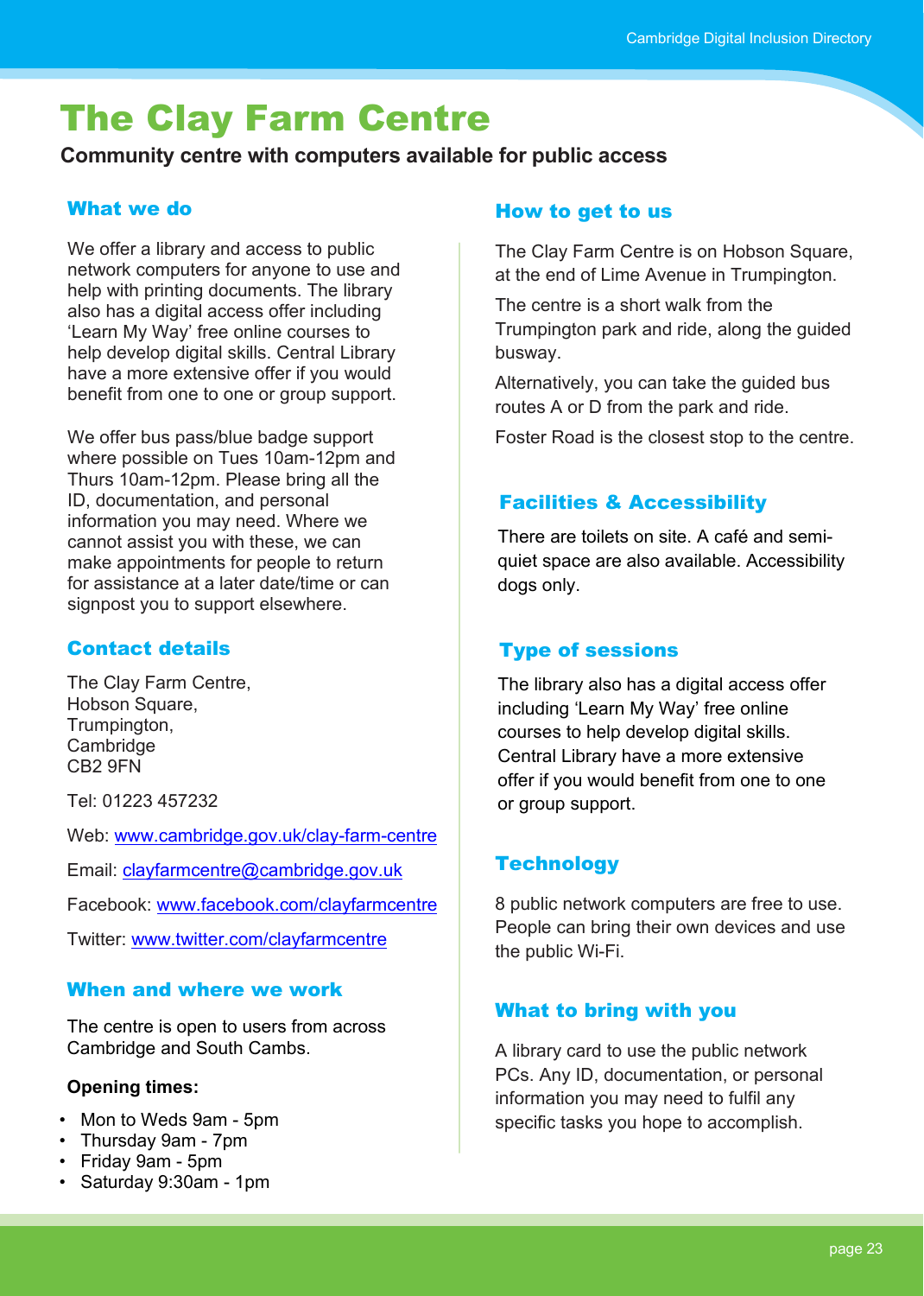# The Clay Farm Centre

**Community centre with computers available for public access**

## What we do

We offer a library and access to public network computers for anyone to use and help with printing documents. The library also has a digital access offer including 'Learn My Way' free online courses to help develop digital skills. Central Library have a more extensive offer if you would benefit from one to one or group support.

We offer bus pass/blue badge support where possible on Tues 10am-12pm and Thurs 10am-12pm. Please bring all the ID, documentation, and personal information you may need. Where we cannot assist you with these, we can make appointments for people to return for assistance at a later date/time or can signpost you to support elsewhere.

## Contact details

The Clay Farm Centre,
Hobson Square,
Trumpington,
Cambridge
CB2 9FN

Tel: 01223 457232

Web: [www.cambridge.gov.uk/clay-farm-centre](http://www.cambridge.gov.uk/clay-farm-centre)

Email: [clayfarmcentre@cambridge.gov.uk](mailto:clayfarmcentre@cambridge.gov.uk)

Facebook: [www.facebook.com/clayfarmcentre](http://www.facebook.com/clayfarmcentre)

Twitter: [www.twitter.com/clayfarmcentre](http://www.twitter.com/clayfarmcentre)

## When and where we work

The centre is open to users from across Cambridge and South Cambs.

**Opening times:**

- Mon to Weds 9am - 5pm
- Thursday 9am - 7pm
- Friday 9am - 5pm
- Saturday 9:30am - 1pm

## How to get to us

The Clay Farm Centre is on Hobson Square, at the end of Lime Avenue in Trumpington.

The centre is a short walk from the Trumpington park and ride, along the guided busway.

Alternatively, you can take the guided bus routes A or D from the park and ride.

Foster Road is the closest stop to the centre.

## Facilities & Accessibility

There are toilets on site. A café and semi-quiet space are also available. Accessibility dogs only.

## Type of sessions

The library also has a digital access offer including 'Learn My Way' free online courses to help develop digital skills. Central Library have a more extensive offer if you would benefit from one to one or group support.

## Technology

8 public network computers are free to use. People can bring their own devices and use the public Wi-Fi.

## What to bring with you

A library card to use the public network PCs. Any ID, documentation, or personal information you may need to fulfil any specific tasks you hope to accomplish.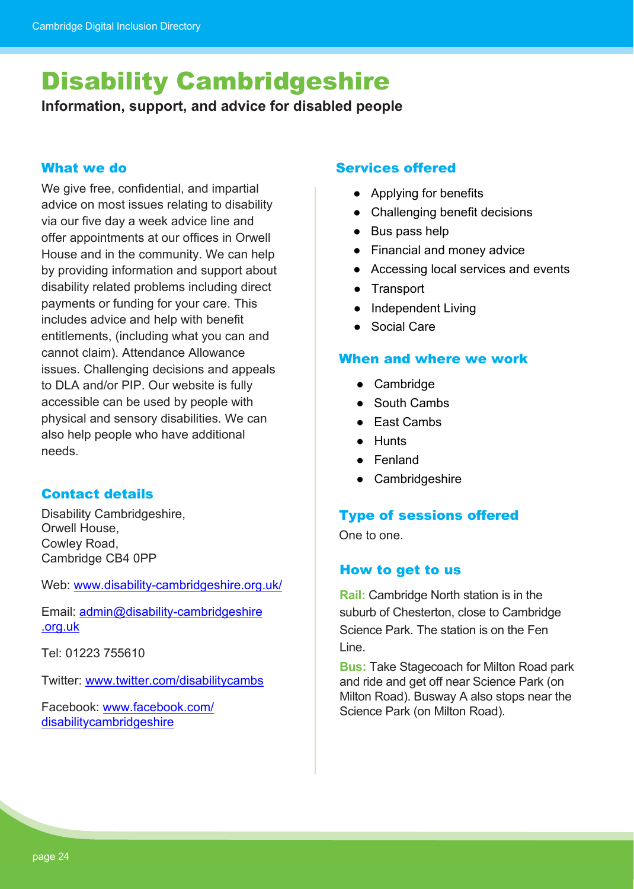# Disability Cambridgeshire

**Information, support, and advice for disabled people**

## What we do

We give free, confidential, and impartial advice on most issues relating to disability via our five day a week advice line and offer appointments at our offices in Orwell House and in the community. We can help by providing information and support about disability related problems including direct payments or funding for your care. This includes advice and help with benefit entitlements, (including what you can and cannot claim). Attendance Allowance issues. Challenging decisions and appeals to DLA and/or PIP. Our website is fully accessible can be used by people with physical and sensory disabilities. We can also help people who have additional needs.

## Contact details

Disability Cambridgeshire,
Orwell House,
Cowley Road,
Cambridge CB4 0PP

Web: www.disability-cambridgeshire.org.uk/

Email: admin@disability-cambridgeshire.org.uk

Tel: 01223 755610

Twitter: www.twitter.com/disabilitycambs

Facebook: www.facebook.com/disabilitycambridgeshire

## Services offered

- Applying for benefits
- Challenging benefit decisions
- Bus pass help
- Financial and money advice
- Accessing local services and events
- Transport
- Independent Living
- Social Care

## When and where we work

- Cambridge
- South Cambs
- East Cambs
- Hunts
- Fenland
- Cambridgeshire

## Type of sessions offered

One to one.

## How to get to us

**Rail:** Cambridge North station is in the suburb of Chesterton, close to Cambridge Science Park. The station is on the Fen Line.

**Bus:** Take Stagecoach for Milton Road park and ride and get off near Science Park (on Milton Road). Busway A also stops near the Science Park (on Milton Road).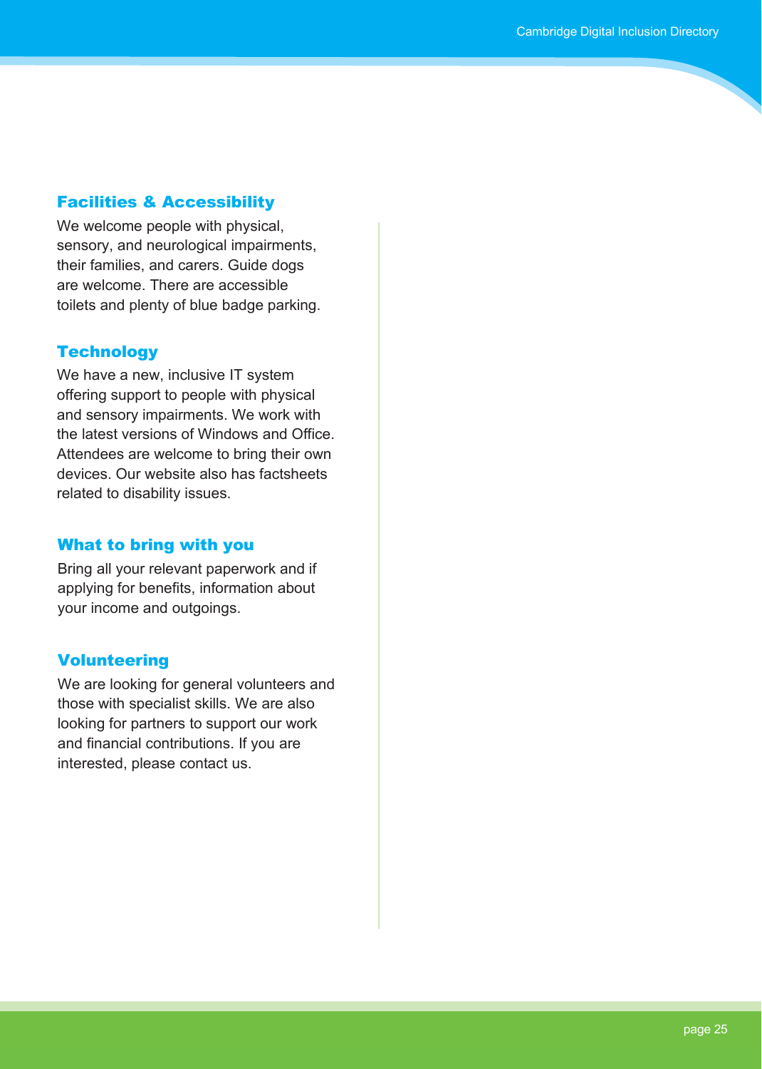### Facilities & Accessibility

We welcome people with physical, sensory, and neurological impairments, their families, and carers. Guide dogs are welcome. There are accessible toilets and plenty of blue badge parking.

### Technology

We have a new, inclusive IT system offering support to people with physical and sensory impairments. We work with the latest versions of Windows and Office. Attendees are welcome to bring their own devices. Our website also has factsheets related to disability issues.

### What to bring with you

Bring all your relevant paperwork and if applying for benefits, information about your income and outgoings.

### Volunteering

We are looking for general volunteers and those with specialist skills. We are also looking for partners to support our work and financial contributions. If you are interested, please contact us.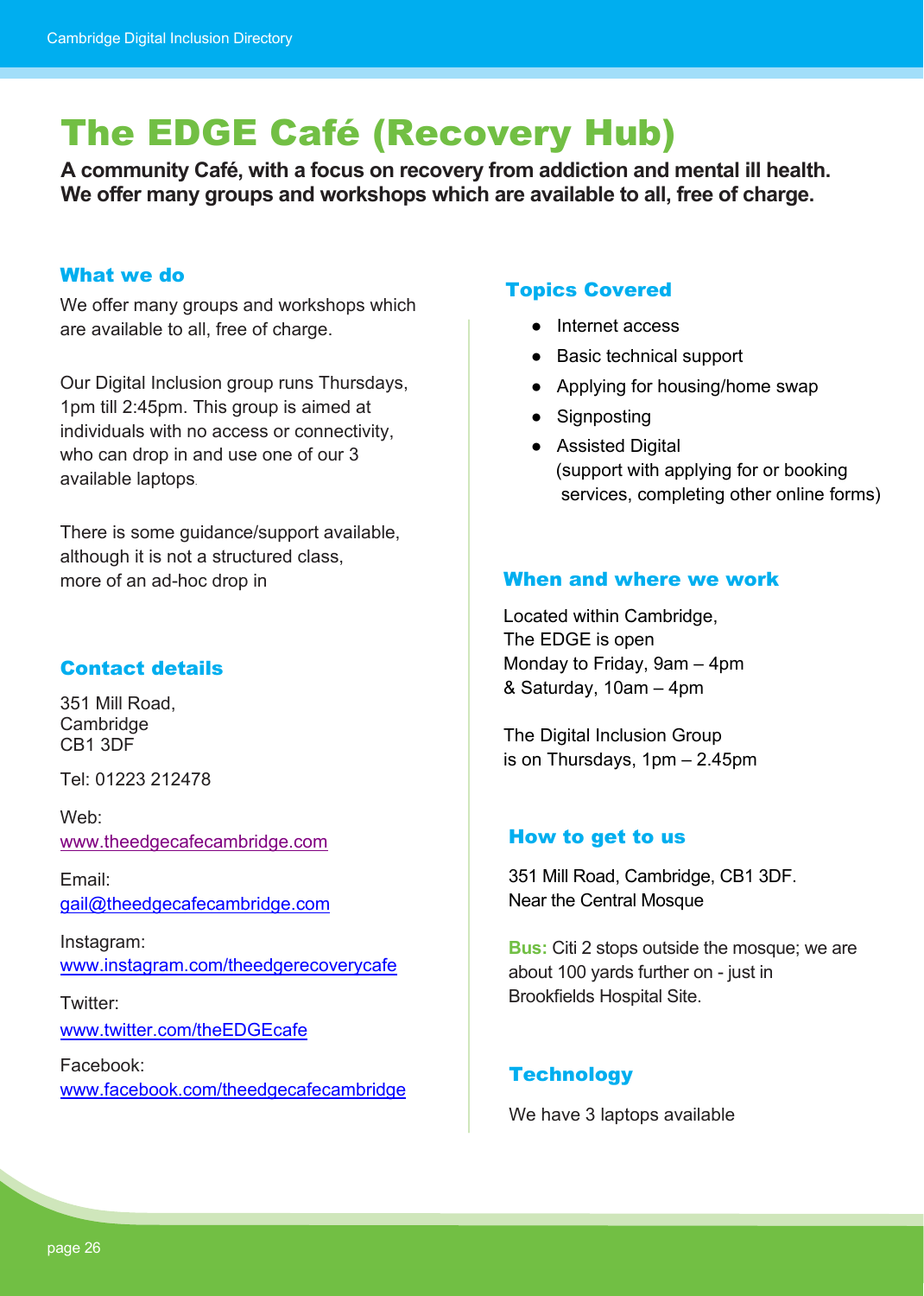# The EDGE Café (Recovery Hub)

**A community Café, with a focus on recovery from addiction and mental ill health. We offer many groups and workshops which are available to all, free of charge.**

## What we do

We offer many groups and workshops which are available to all, free of charge.

Our Digital Inclusion group runs Thursdays, 1pm till 2:45pm. This group is aimed at individuals with no access or connectivity, who can drop in and use one of our 3 available laptops.

There is some guidance/support available, although it is not a structured class, more of an ad-hoc drop in

## Contact details

351 Mill Road,
Cambridge
CB1 3DF

Tel: 01223 212478

Web:
www.theedgecafecambridge.com

Email:
gail@theedgecafecambridge.com

Instagram:
www.instagram.com/theedgerecoverycafe

Twitter:
www.twitter.com/theEDGEcafe

Facebook:
www.facebook.com/theedgecafecambridge

## Topics Covered

- Internet access
- Basic technical support
- Applying for housing/home swap
- Signposting
- Assisted Digital
  (support with applying for or booking services, completing other online forms)

## When and where we work

Located within Cambridge,
The EDGE is open
Monday to Friday, 9am – 4pm
& Saturday, 10am – 4pm

The Digital Inclusion Group
is on Thursdays, 1pm – 2.45pm

## How to get to us

351 Mill Road, Cambridge, CB1 3DF.
Near the Central Mosque

**Bus:** Citi 2 stops outside the mosque; we are about 100 yards further on - just in Brookfields Hospital Site.

## Technology

We have 3 laptops available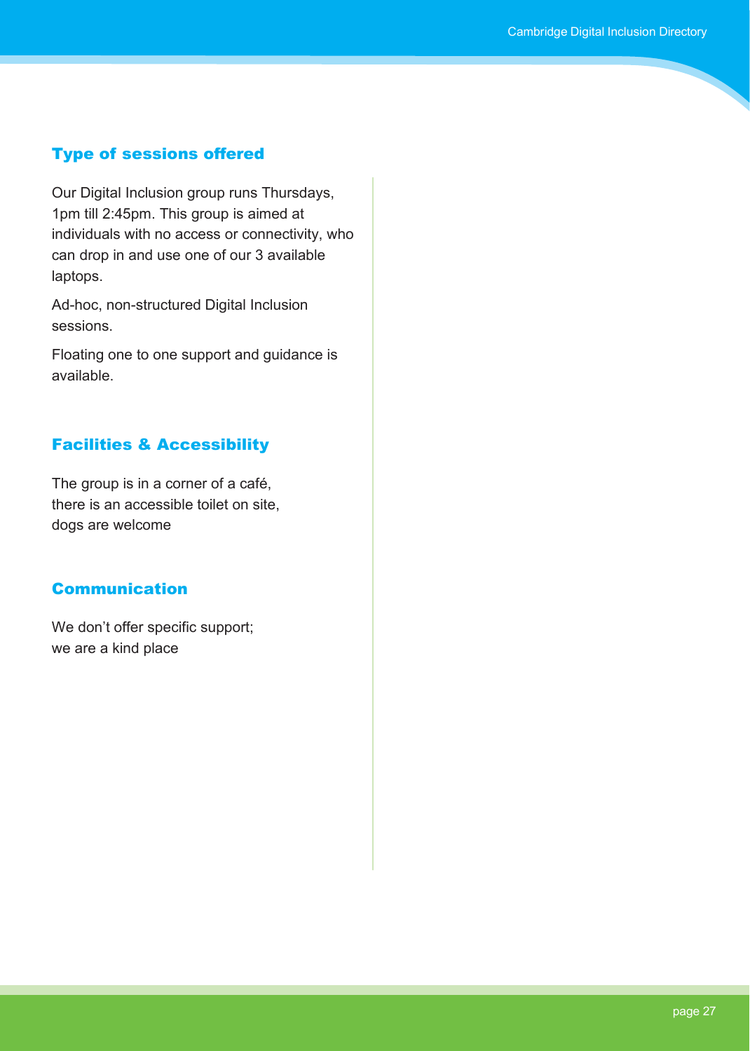## Type of sessions offered

Our Digital Inclusion group runs Thursdays, 1pm till 2:45pm. This group is aimed at individuals with no access or connectivity, who can drop in and use one of our 3 available laptops.

Ad-hoc, non-structured Digital Inclusion sessions.

Floating one to one support and guidance is available.

## Facilities & Accessibility

The group is in a corner of a café,
there is an accessible toilet on site,
dogs are welcome

## Communication

We don’t offer specific support;
we are a kind place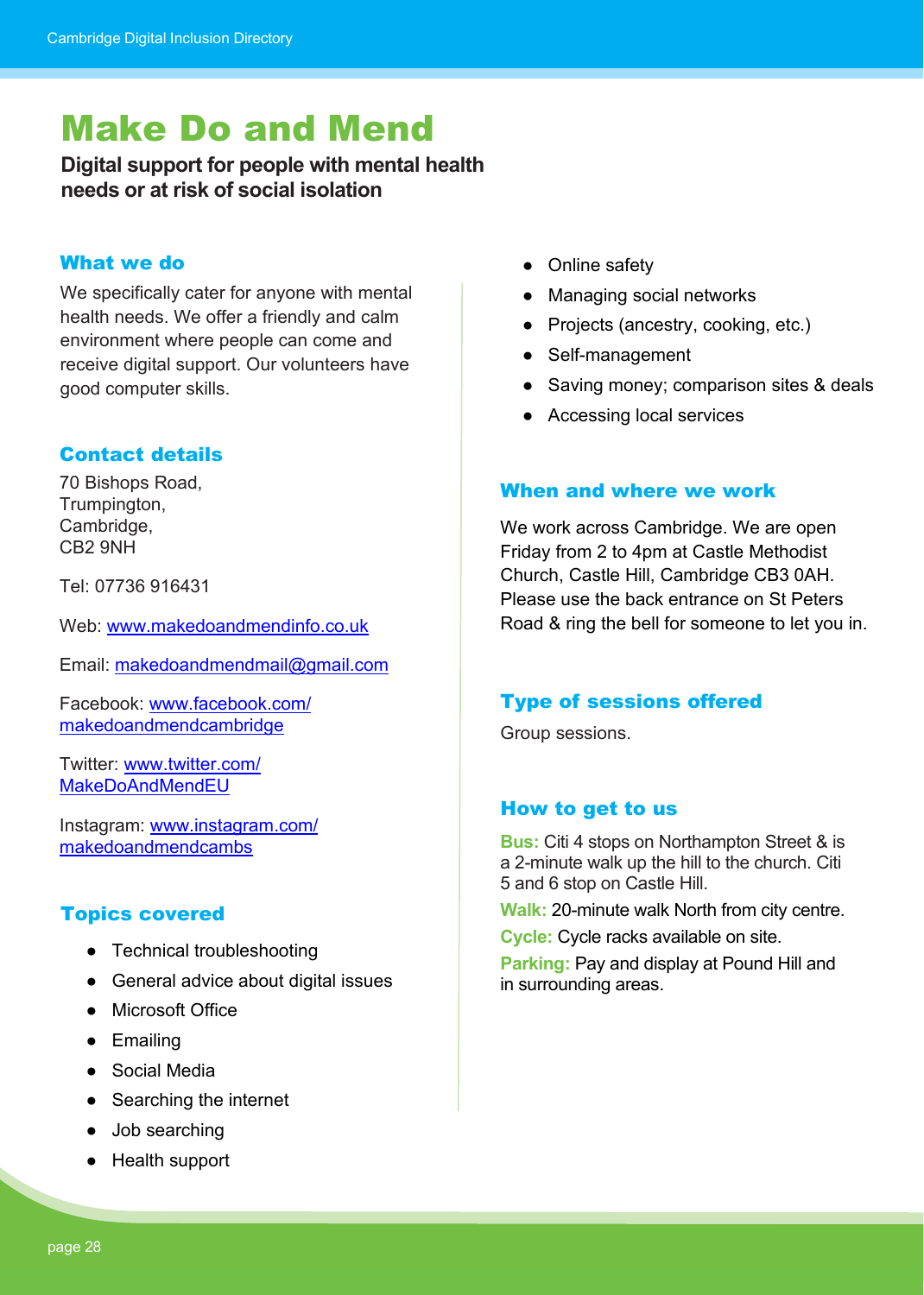# Make Do and Mend

**Digital support for people with mental health needs or at risk of social isolation**

## What we do

We specifically cater for anyone with mental health needs. We offer a friendly and calm environment where people can come and receive digital support. Our volunteers have good computer skills.

## Contact details

70 Bishops Road,
Trumpington,
Cambridge,
CB2 9NH

Tel: 07736 916431

Web: www.makedoandmendinfo.co.uk

Email: makedoandmendmail@gmail.com

Facebook: www.facebook.com/makedoandmendcambridge

Twitter: www.twitter.com/MakeDoAndMendEU

Instagram: www.instagram.com/makedoandmendcambs

## Topics covered

- Technical troubleshooting
- General advice about digital issues
- Microsoft Office
- Emailing
- Social Media
- Searching the internet
- Job searching
- Health support
- Online safety
- Managing social networks
- Projects (ancestry, cooking, etc.)
- Self-management
- Saving money; comparison sites & deals
- Accessing local services

## When and where we work

We work across Cambridge. We are open Friday from 2 to 4pm at Castle Methodist Church, Castle Hill, Cambridge CB3 0AH. Please use the back entrance on St Peters Road & ring the bell for someone to let you in.

## Type of sessions offered

Group sessions.

## How to get to us

**Bus:** Citi 4 stops on Northampton Street & is a 2-minute walk up the hill to the church. Citi 5 and 6 stop on Castle Hill.

**Walk:** 20-minute walk North from city centre.

**Cycle:** Cycle racks available on site.

**Parking:** Pay and display at Pound Hill and in surrounding areas.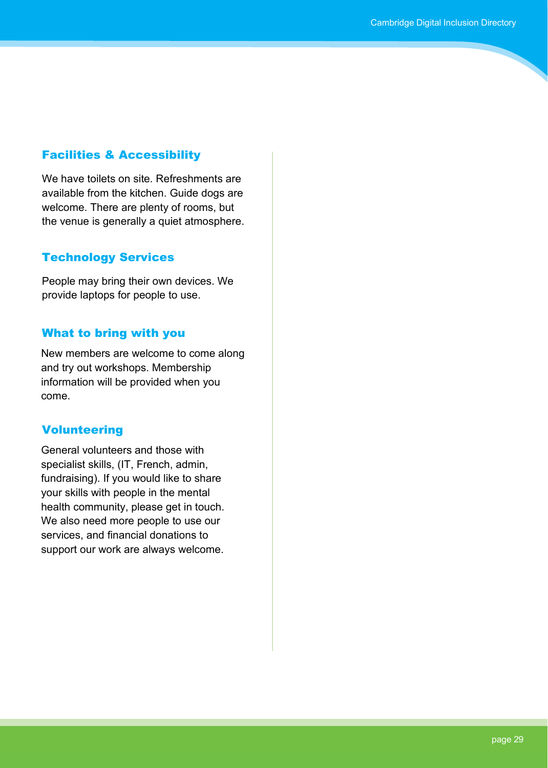## Facilities & Accessibility

We have toilets on site. Refreshments are available from the kitchen. Guide dogs are welcome. There are plenty of rooms, but the venue is generally a quiet atmosphere.

## Technology Services

People may bring their own devices. We provide laptops for people to use.

## What to bring with you

New members are welcome to come along and try out workshops. Membership information will be provided when you come.

## Volunteering

General volunteers and those with specialist skills, (IT, French, admin, fundraising). If you would like to share your skills with people in the mental health community, please get in touch. We also need more people to use our services, and financial donations to support our work are always welcome.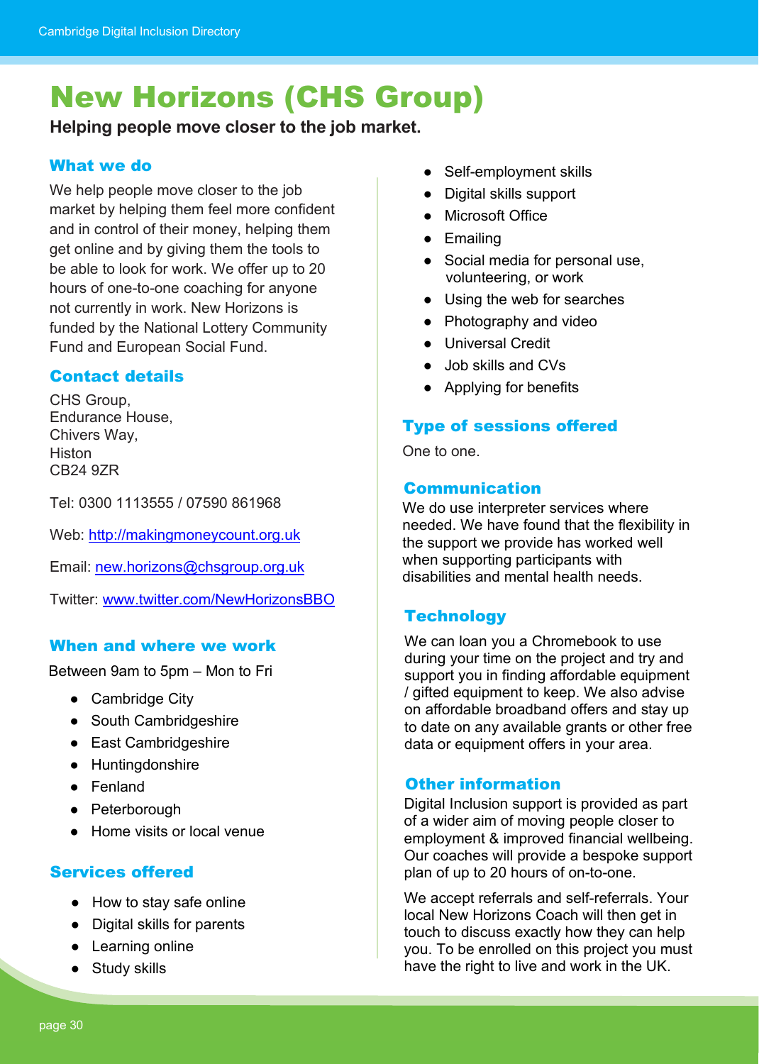# New Horizons (CHS Group)

**Helping people move closer to the job market.**

## What we do

We help people move closer to the job market by helping them feel more confident and in control of their money, helping them get online and by giving them the tools to be able to look for work. We offer up to 20 hours of one-to-one coaching for anyone not currently in work. New Horizons is funded by the National Lottery Community Fund and European Social Fund.

## Contact details

CHS Group,
Endurance House,
Chivers Way,
Histon
CB24 9ZR

Tel: 0300 1113555 / 07590 861968

Web: http://makingmoneycount.org.uk

Email: new.horizons@chsgroup.org.uk

Twitter: www.twitter.com/NewHorizonsBBO

## When and where we work

Between 9am to 5pm – Mon to Fri

- Cambridge City
- South Cambridgeshire
- East Cambridgeshire
- Huntingdonshire
- Fenland
- Peterborough
- Home visits or local venue

## Services offered

- How to stay safe online
- Digital skills for parents
- Learning online
- Study skills
- Self-employment skills
- Digital skills support
- Microsoft Office
- Emailing
- Social media for personal use, volunteering, or work
- Using the web for searches
- Photography and video
- Universal Credit
- Job skills and CVs
- Applying for benefits

## Type of sessions offered

One to one.

## Communication

We do use interpreter services where needed. We have found that the flexibility in the support we provide has worked well when supporting participants with disabilities and mental health needs.

## Technology

We can loan you a Chromebook to use during your time on the project and try and support you in finding affordable equipment / gifted equipment to keep. We also advise on affordable broadband offers and stay up to date on any available grants or other free data or equipment offers in your area.

## Other information

Digital Inclusion support is provided as part of a wider aim of moving people closer to employment & improved financial wellbeing. Our coaches will provide a bespoke support plan of up to 20 hours of on-to-one.

We accept referrals and self-referrals. Your local New Horizons Coach will then get in touch to discuss exactly how they can help you. To be enrolled on this project you must have the right to live and work in the UK.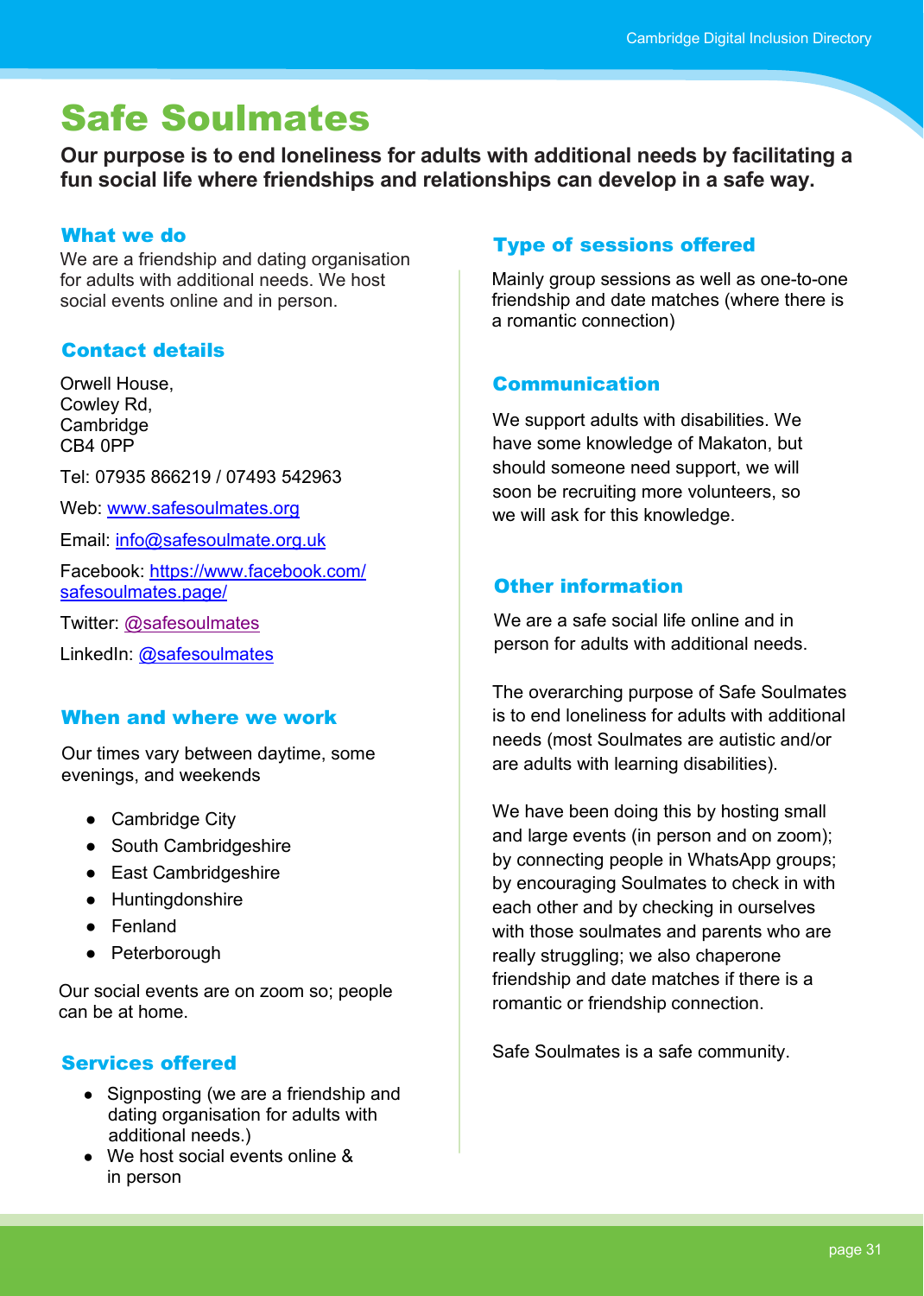# Safe Soulmates

**Our purpose is to end loneliness for adults with additional needs by facilitating a fun social life where friendships and relationships can develop in a safe way.**

## What we do

We are a friendship and dating organisation for adults with additional needs. We host social events online and in person.

## Contact details

Orwell House,
Cowley Rd,
Cambridge
CB4 0PP

Tel: 07935 866219 / 07493 542963

Web: www.safesoulmates.org

Email: info@safesoulmate.org.uk

Facebook: https://www.facebook.com/safesoulmates.page/

Twitter: @safesoulmates

LinkedIn: @safesoulmates

## When and where we work

Our times vary between daytime, some evenings, and weekends

- Cambridge City
- South Cambridgeshire
- East Cambridgeshire
- Huntingdonshire
- Fenland
- Peterborough

Our social events are on zoom so; people can be at home.

## Services offered

- Signposting (we are a friendship and dating organisation for adults with additional needs.)
- We host social events online & in person

## Type of sessions offered

Mainly group sessions as well as one-to-one friendship and date matches (where there is a romantic connection)

## Communication

We support adults with disabilities. We have some knowledge of Makaton, but should someone need support, we will soon be recruiting more volunteers, so we will ask for this knowledge.

## Other information

We are a safe social life online and in person for adults with additional needs.

The overarching purpose of Safe Soulmates is to end loneliness for adults with additional needs (most Soulmates are autistic and/or are adults with learning disabilities).

We have been doing this by hosting small and large events (in person and on zoom); by connecting people in WhatsApp groups; by encouraging Soulmates to check in with each other and by checking in ourselves with those soulmates and parents who are really struggling; we also chaperone friendship and date matches if there is a romantic or friendship connection.

Safe Soulmates is a safe community.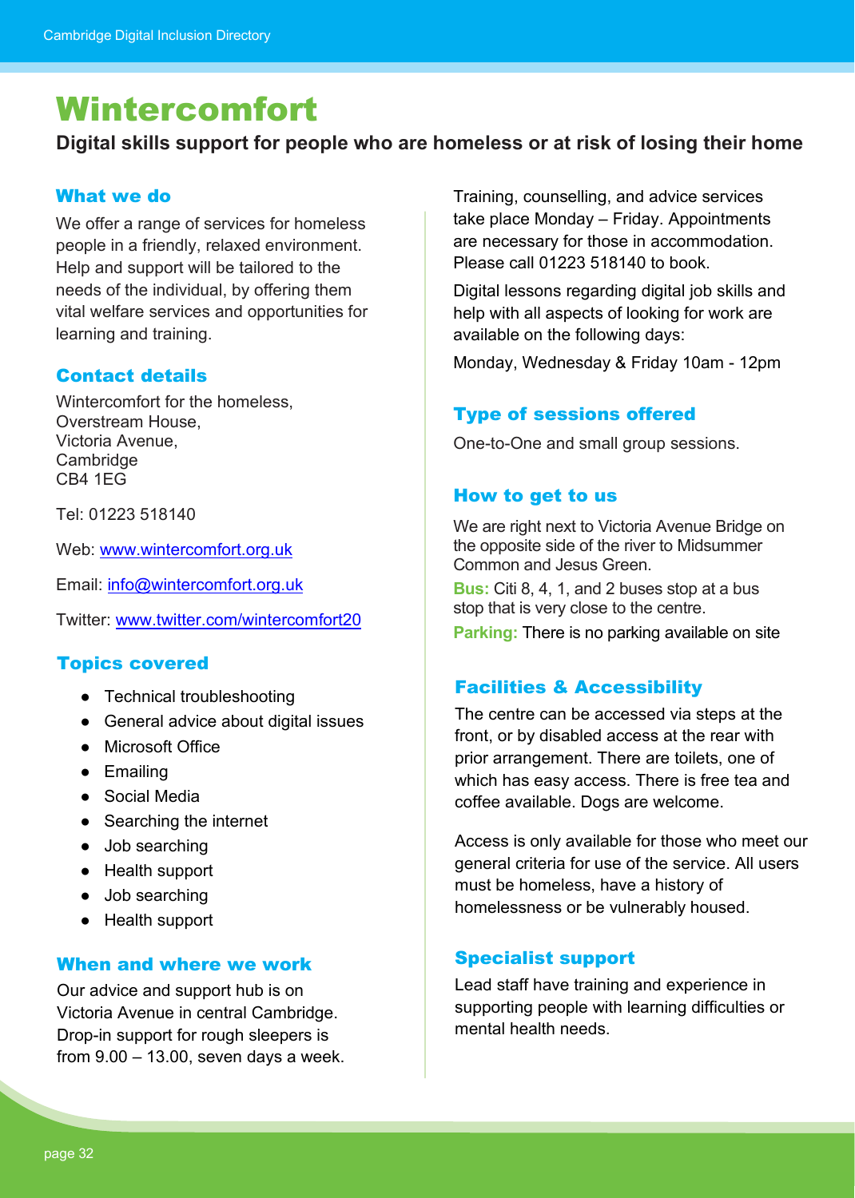# Wintercomfort

**Digital skills support for people who are homeless or at risk of losing their home**

## What we do

We offer a range of services for homeless people in a friendly, relaxed environment. Help and support will be tailored to the needs of the individual, by offering them vital welfare services and opportunities for learning and training.

## Contact details

Wintercomfort for the homeless,
Overstream House,
Victoria Avenue,
Cambridge
CB4 1EG

Tel: 01223 518140

Web: [www.wintercomfort.org.uk](http://www.wintercomfort.org.uk)

Email: [info@wintercomfort.org.uk](mailto:info@wintercomfort.org.uk)

Twitter: [www.twitter.com/wintercomfort20](http://www.twitter.com/wintercomfort20)

## Topics covered

- Technical troubleshooting
- General advice about digital issues
- Microsoft Office
- Emailing
- Social Media
- Searching the internet
- Job searching
- Health support
- Job searching
- Health support

## When and where we work

Our advice and support hub is on Victoria Avenue in central Cambridge. Drop-in support for rough sleepers is from 9.00 – 13.00, seven days a week.

Training, counselling, and advice services take place Monday – Friday. Appointments are necessary for those in accommodation. Please call 01223 518140 to book.

Digital lessons regarding digital job skills and help with all aspects of looking for work are available on the following days:

Monday, Wednesday & Friday 10am - 12pm

## Type of sessions offered

One-to-One and small group sessions.

## How to get to us

We are right next to Victoria Avenue Bridge on the opposite side of the river to Midsummer Common and Jesus Green.

**Bus:** Citi 8, 4, 1, and 2 buses stop at a bus stop that is very close to the centre.

**Parking:** There is no parking available on site

## Facilities & Accessibility

The centre can be accessed via steps at the front, or by disabled access at the rear with prior arrangement. There are toilets, one of which has easy access. There is free tea and coffee available. Dogs are welcome.

Access is only available for those who meet our general criteria for use of the service. All users must be homeless, have a history of homelessness or be vulnerably housed.

## Specialist support

Lead staff have training and experience in supporting people with learning difficulties or mental health needs.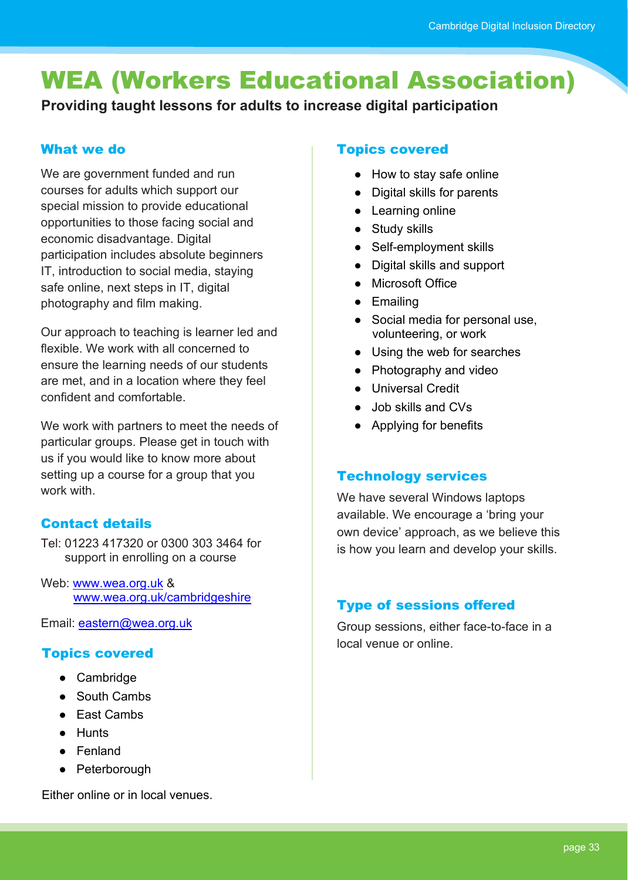# WEA (Workers Educational Association)

**Providing taught lessons for adults to increase digital participation**

### What we do

We are government funded and run courses for adults which support our special mission to provide educational opportunities to those facing social and economic disadvantage. Digital participation includes absolute beginners IT, introduction to social media, staying safe online, next steps in IT, digital photography and film making.

Our approach to teaching is learner led and flexible. We work with all concerned to ensure the learning needs of our students are met, and in a location where they feel confident and comfortable.

We work with partners to meet the needs of particular groups. Please get in touch with us if you would like to know more about setting up a course for a group that you work with.

### Contact details

Tel: 01223 417320 or 0300 303 3464 for support in enrolling on a course

Web: www.wea.org.uk & www.wea.org.uk/cambridgeshire

Email: eastern@wea.org.uk

### Topics covered

- Cambridge
- South Cambs
- East Cambs
- Hunts
- Fenland
- Peterborough

Either online or in local venues.

### Topics covered

- How to stay safe online
- Digital skills for parents
- Learning online
- Study skills
- Self-employment skills
- Digital skills and support
- Microsoft Office
- Emailing
- Social media for personal use, volunteering, or work
- Using the web for searches
- Photography and video
- Universal Credit
- Job skills and CVs
- Applying for benefits

### Technology services

We have several Windows laptops available. We encourage a 'bring your own device' approach, as we believe this is how you learn and develop your skills.

### Type of sessions offered

Group sessions, either face-to-face in a local venue or online.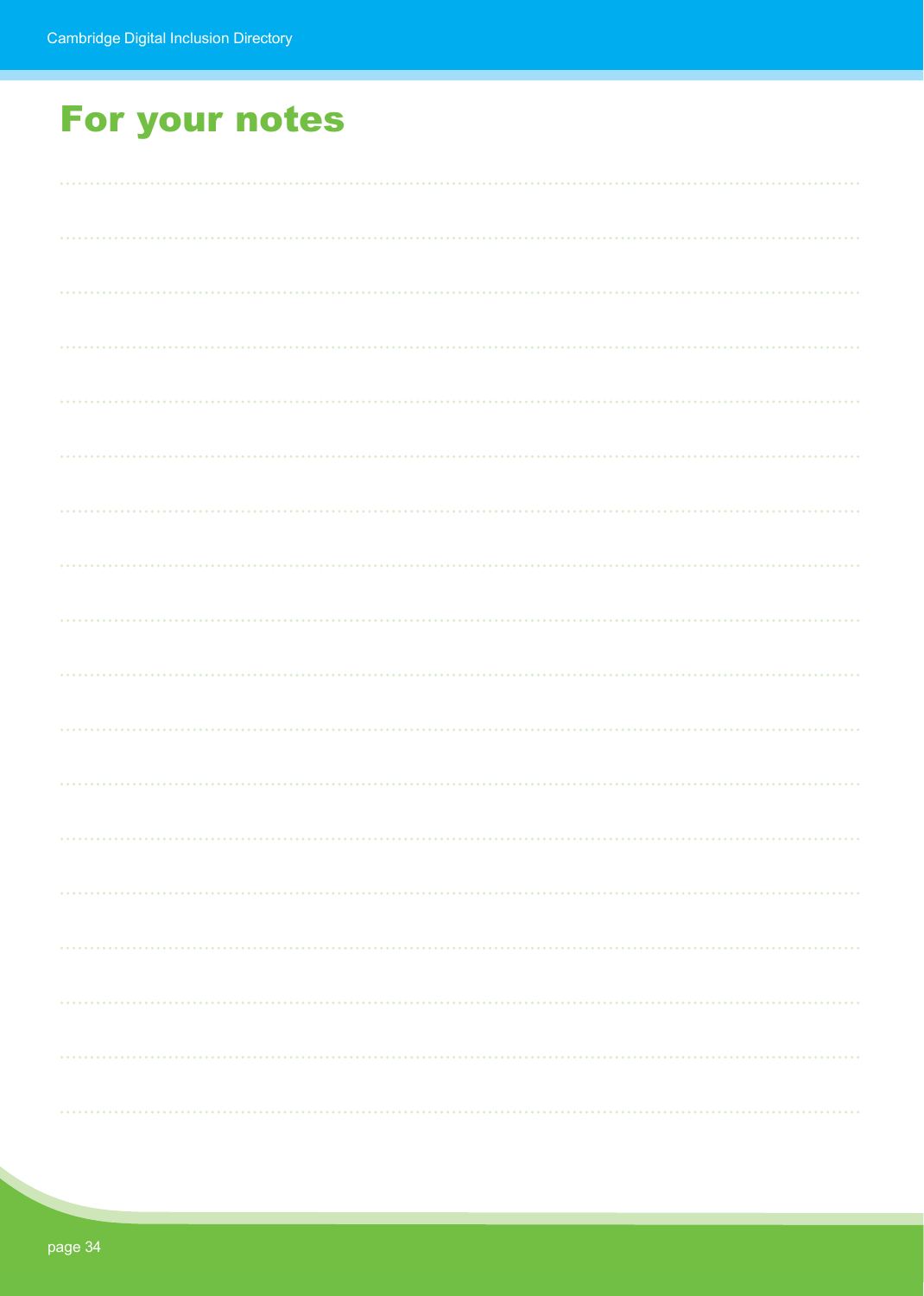# For your notes